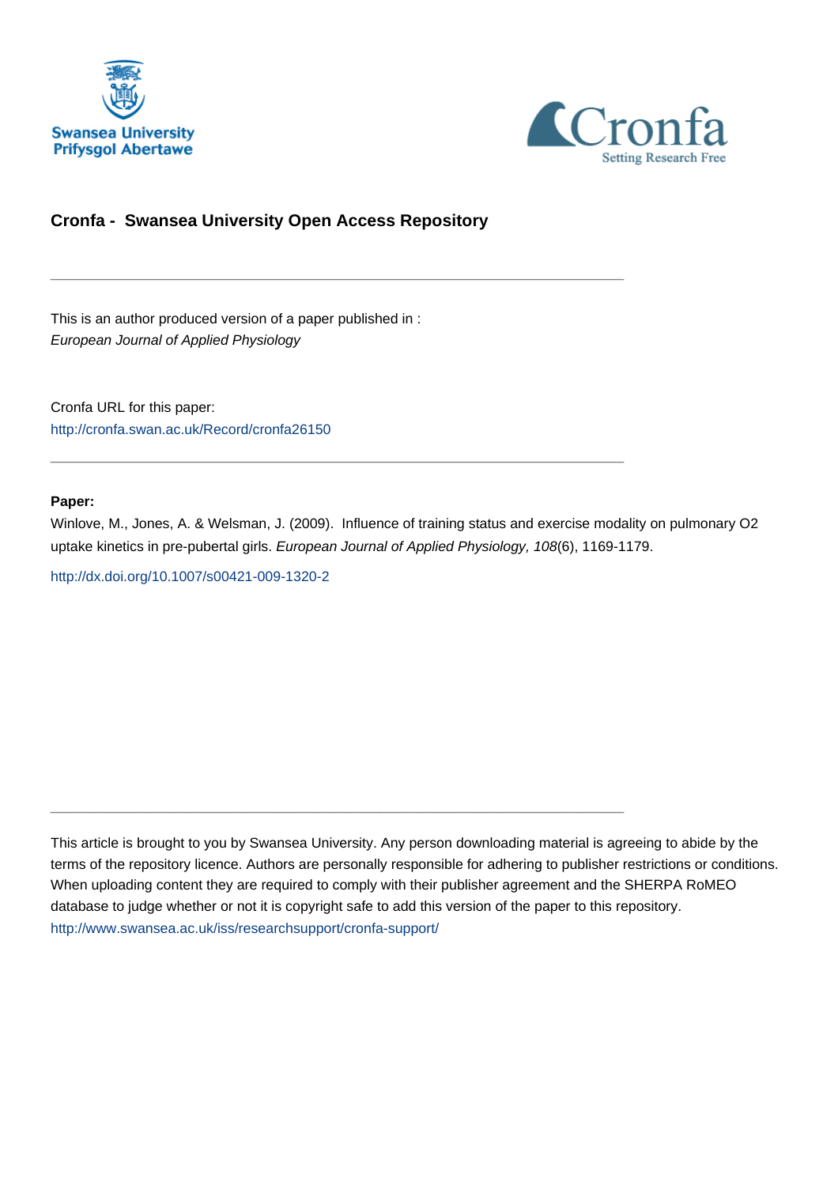Swansea University
Prifysgol Abertawe

Cronfa
Setting Research Free

## Cronfa - Swansea University Open Access Repository

---

This is an author produced version of a paper published in :
*European Journal of Applied Physiology*

Cronfa URL for this paper:
http://cronfa.swan.ac.uk/Record/cronfa26150

---

**Paper:**

Winlove, M., Jones, A. & Welsman, J. (2009). Influence of training status and exercise modality on pulmonary O2 uptake kinetics in pre-pubertal girls. *European Journal of Applied Physiology, 108*(6), 1169-1179.

http://dx.doi.org/10.1007/s00421-009-1320-2

---

This article is brought to you by Swansea University. Any person downloading material is agreeing to abide by the terms of the repository licence. Authors are personally responsible for adhering to publisher restrictions or conditions. When uploading content they are required to comply with their publisher agreement and the SHERPA RoMEO database to judge whether or not it is copyright safe to add this version of the paper to this repository.
http://www.swansea.ac.uk/iss/researchsupport/cronfa-support/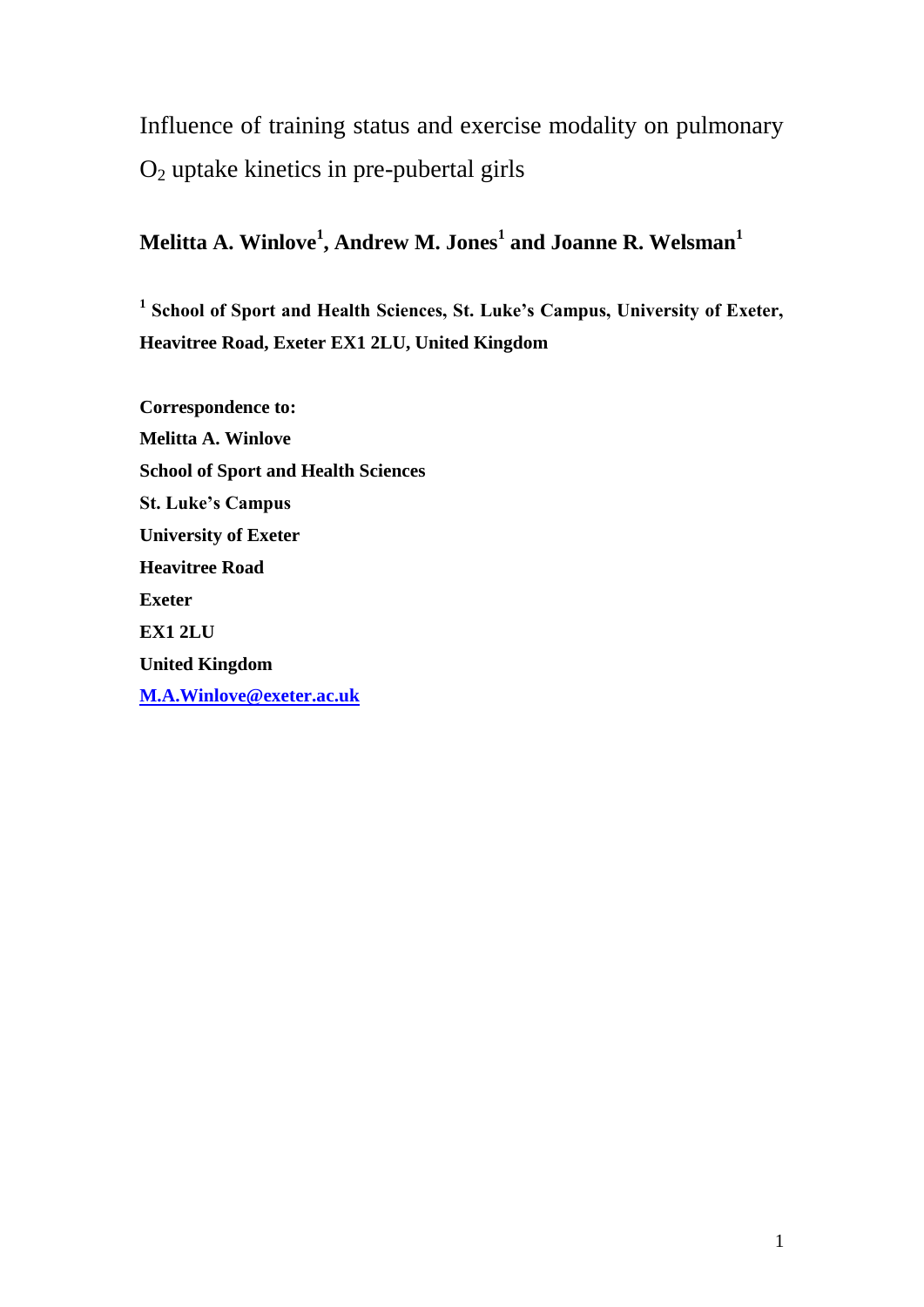# Influence of training status and exercise modality on pulmonary $O_2$ uptake kinetics in pre-pubertal girls

**Melitta A. Winlove[1], Andrew M. Jones[1] and Joanne R. Welsman[1]**

**[1] School of Sport and Health Sciences, St. Luke's Campus, University of Exeter, Heavitree Road, Exeter EX1 2LU, United Kingdom**

**Correspondence to:**
**Melitta A. Winlove**
**School of Sport and Health Sciences**
**St. Luke's Campus**
**University of Exeter**
**Heavitree Road**
**Exeter**
**EX1 2LU**
**United Kingdom**
**M.A.Winlove@exeter.ac.uk**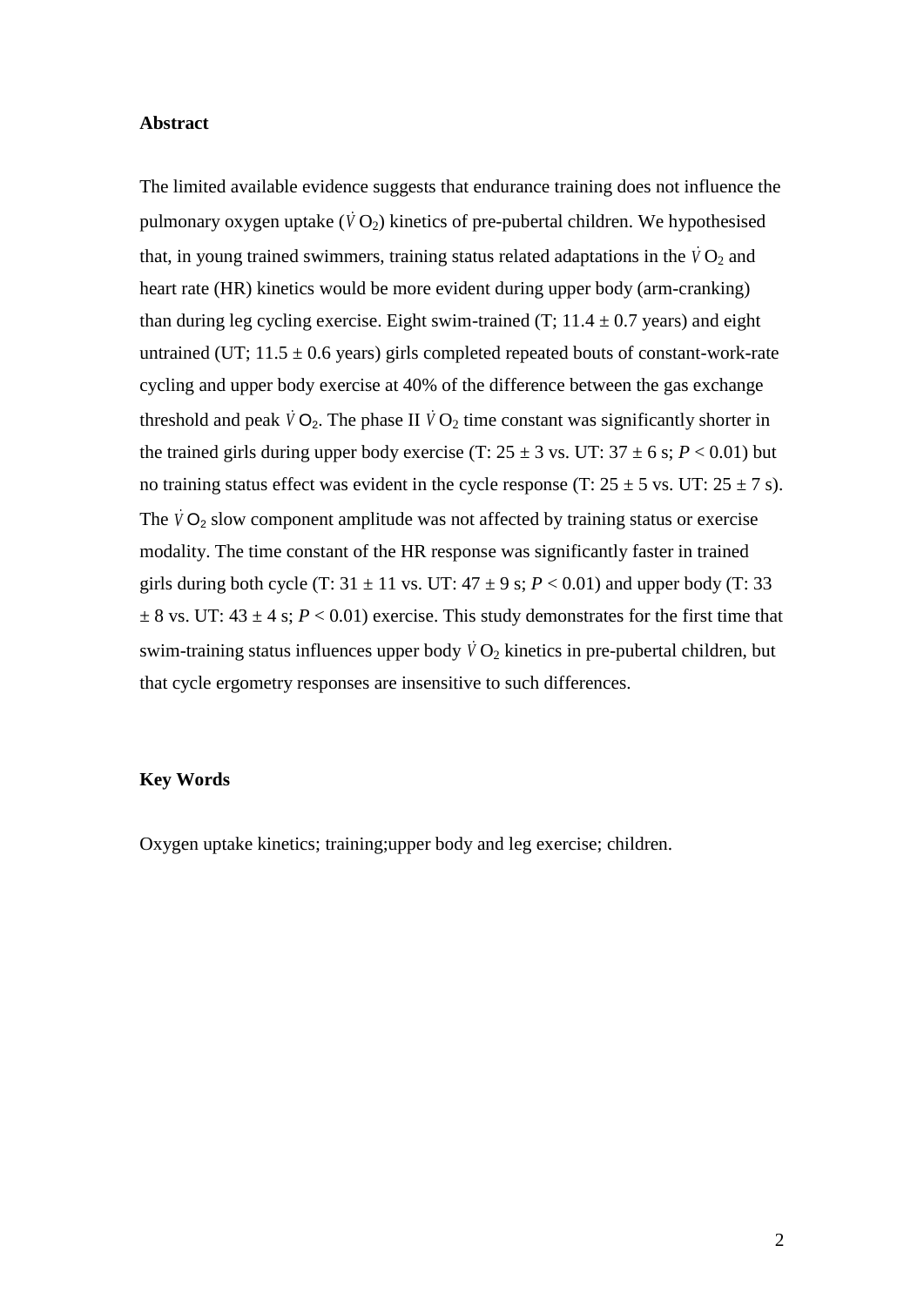## Abstract

The limited available evidence suggests that endurance training does not influence the pulmonary oxygen uptake ($\dot{V}O_2$) kinetics of pre-pubertal children. We hypothesised that, in young trained swimmers, training status related adaptations in the $\dot{V}O_2$ and heart rate (HR) kinetics would be more evident during upper body (arm-cranking) than during leg cycling exercise. Eight swim-trained (T; 11.4 ± 0.7 years) and eight untrained (UT; 11.5 ± 0.6 years) girls completed repeated bouts of constant-work-rate cycling and upper body exercise at 40% of the difference between the gas exchange threshold and peak $\dot{V}O_2$. The phase II $\dot{V}O_2$ time constant was significantly shorter in the trained girls during upper body exercise (T: 25 ± 3 vs. UT: 37 ± 6 s; $P < 0.01$) but no training status effect was evident in the cycle response (T: 25 ± 5 vs. UT: 25 ± 7 s). The $\dot{V}O_2$ slow component amplitude was not affected by training status or exercise modality. The time constant of the HR response was significantly faster in trained girls during both cycle (T: 31 ± 11 vs. UT: 47 ± 9 s; $P < 0.01$) and upper body (T: 33 ± 8 vs. UT: 43 ± 4 s; $P < 0.01$) exercise. This study demonstrates for the first time that swim-training status influences upper body $\dot{V}O_2$ kinetics in pre-pubertal children, but that cycle ergometry responses are insensitive to such differences.

## Key Words

Oxygen uptake kinetics; training;upper body and leg exercise; children.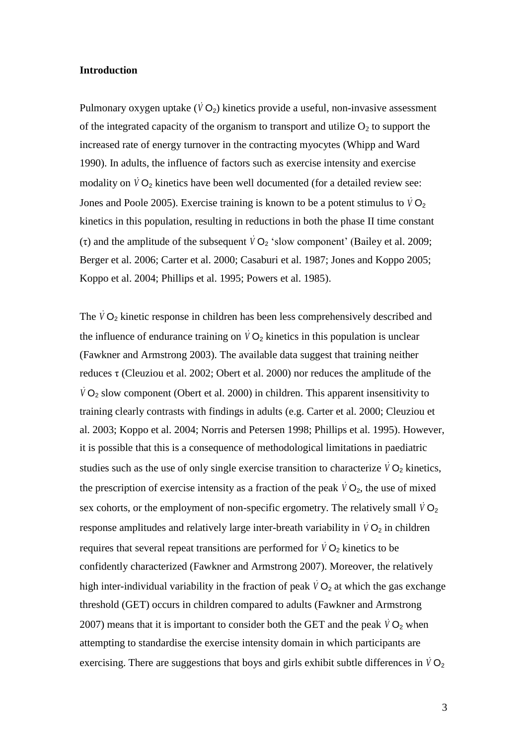## Introduction

Pulmonary oxygen uptake ($\dot{V}O_2$) kinetics provide a useful, non-invasive assessment of the integrated capacity of the organism to transport and utilize $O_2$ to support the increased rate of energy turnover in the contracting myocytes (Whipp and Ward 1990). In adults, the influence of factors such as exercise intensity and exercise modality on $\dot{V}O_2$ kinetics have been well documented (for a detailed review see: Jones and Poole 2005). Exercise training is known to be a potent stimulus to $\dot{V}O_2$ kinetics in this population, resulting in reductions in both the phase II time constant ($\tau$) and the amplitude of the subsequent $\dot{V}O_2$ 'slow component' (Bailey et al. 2009; Berger et al. 2006; Carter et al. 2000; Casaburi et al. 1987; Jones and Koppo 2005; Koppo et al. 2004; Phillips et al. 1995; Powers et al. 1985).

The $\dot{V}O_2$ kinetic response in children has been less comprehensively described and the influence of endurance training on $\dot{V}O_2$ kinetics in this population is unclear (Fawkner and Armstrong 2003). The available data suggest that training neither reduces $\tau$ (Cleuziou et al. 2002; Obert et al. 2000) nor reduces the amplitude of the $\dot{V}O_2$ slow component (Obert et al. 2000) in children. This apparent insensitivity to training clearly contrasts with findings in adults (e.g. Carter et al. 2000; Cleuziou et al. 2003; Koppo et al. 2004; Norris and Petersen 1998; Phillips et al. 1995). However, it is possible that this is a consequence of methodological limitations in paediatric studies such as the use of only single exercise transition to characterize $\dot{V}O_2$ kinetics, the prescription of exercise intensity as a fraction of the peak $\dot{V}O_2$, the use of mixed sex cohorts, or the employment of non-specific ergometry. The relatively small $\dot{V}O_2$ response amplitudes and relatively large inter-breath variability in $\dot{V}O_2$ in children requires that several repeat transitions are performed for $\dot{V}O_2$ kinetics to be confidently characterized (Fawkner and Armstrong 2007). Moreover, the relatively high inter-individual variability in the fraction of peak $\dot{V}O_2$ at which the gas exchange threshold (GET) occurs in children compared to adults (Fawkner and Armstrong 2007) means that it is important to consider both the GET and the peak $\dot{V}O_2$ when attempting to standardise the exercise intensity domain in which participants are exercising. There are suggestions that boys and girls exhibit subtle differences in $\dot{V}O_2$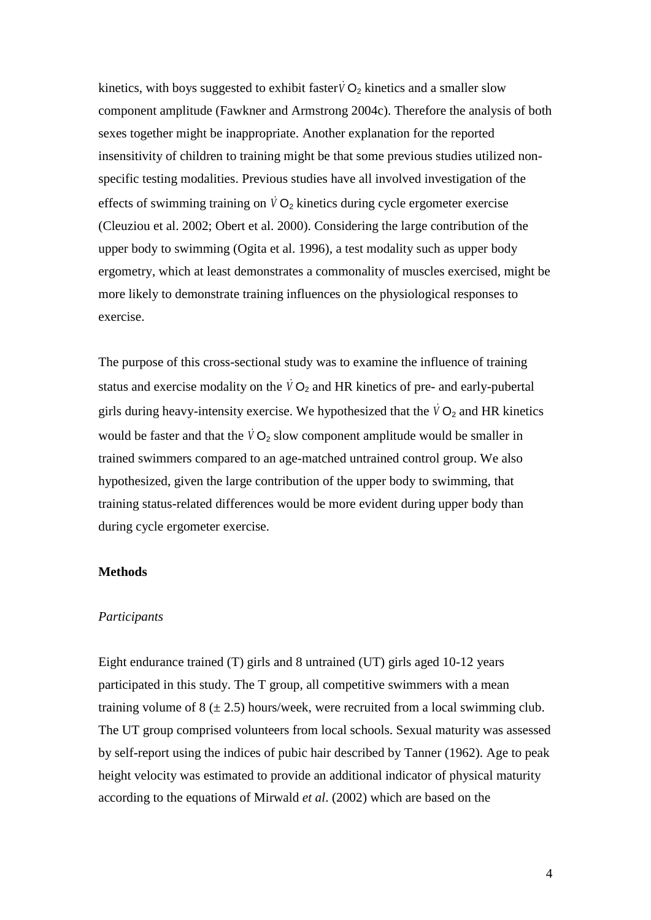kinetics, with boys suggested to exhibit faster $\dot{V}O_2$ kinetics and a smaller slow component amplitude (Fawkner and Armstrong 2004c). Therefore the analysis of both sexes together might be inappropriate. Another explanation for the reported insensitivity of children to training might be that some previous studies utilized non-specific testing modalities. Previous studies have all involved investigation of the effects of swimming training on $\dot{V}O_2$ kinetics during cycle ergometer exercise (Cleuziou et al. 2002; Obert et al. 2000). Considering the large contribution of the upper body to swimming (Ogita et al. 1996), a test modality such as upper body ergometry, which at least demonstrates a commonality of muscles exercised, might be more likely to demonstrate training influences on the physiological responses to exercise.

The purpose of this cross-sectional study was to examine the influence of training status and exercise modality on the $\dot{V}O_2$ and HR kinetics of pre- and early-pubertal girls during heavy-intensity exercise. We hypothesized that the $\dot{V}O_2$ and HR kinetics would be faster and that the $\dot{V}O_2$ slow component amplitude would be smaller in trained swimmers compared to an age-matched untrained control group. We also hypothesized, given the large contribution of the upper body to swimming, that training status-related differences would be more evident during upper body than during cycle ergometer exercise.

## Methods

### *Participants*

Eight endurance trained (T) girls and 8 untrained (UT) girls aged 10-12 years participated in this study. The T group, all competitive swimmers with a mean training volume of 8 (± 2.5) hours/week, were recruited from a local swimming club. The UT group comprised volunteers from local schools. Sexual maturity was assessed by self-report using the indices of pubic hair described by Tanner (1962). Age to peak height velocity was estimated to provide an additional indicator of physical maturity according to the equations of Mirwald *et al*. (2002) which are based on the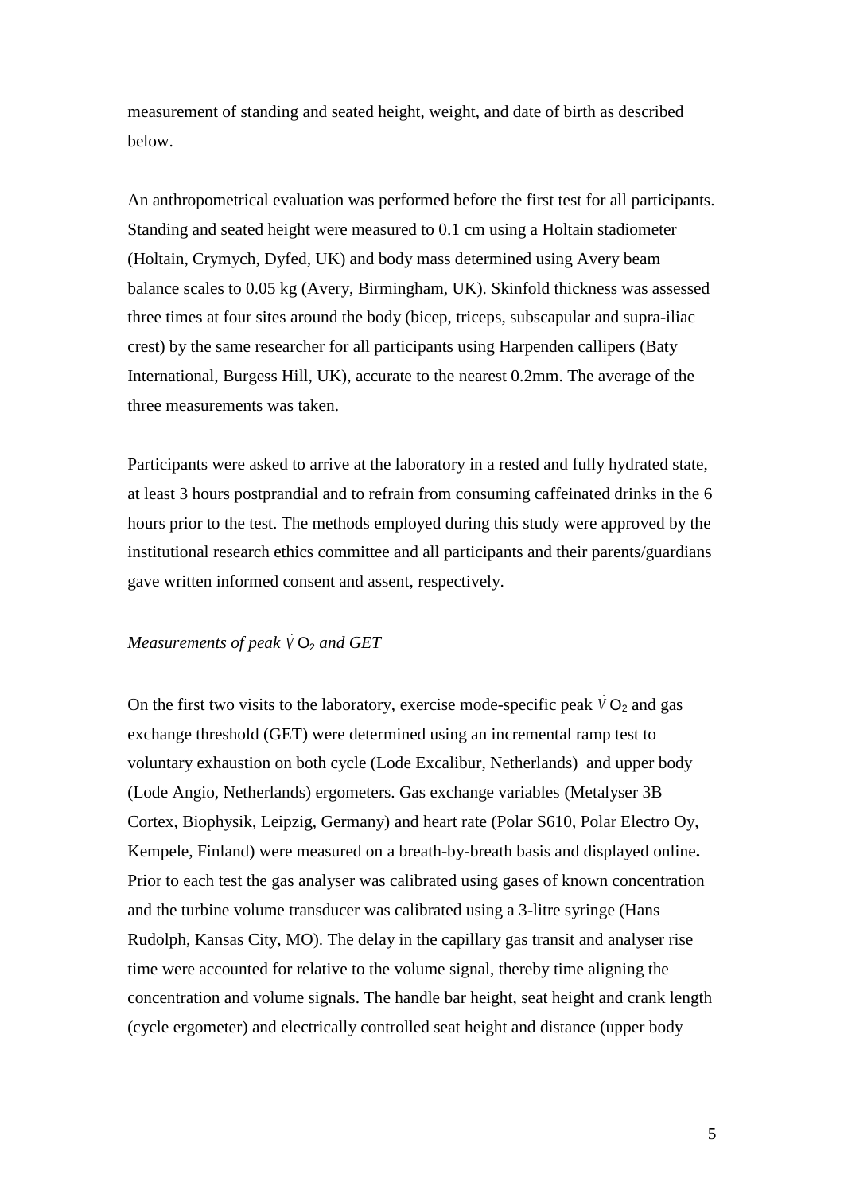measurement of standing and seated height, weight, and date of birth as described below.

An anthropometrical evaluation was performed before the first test for all participants. Standing and seated height were measured to 0.1 cm using a Holtain stadiometer (Holtain, Crymych, Dyfed, UK) and body mass determined using Avery beam balance scales to 0.05 kg (Avery, Birmingham, UK). Skinfold thickness was assessed three times at four sites around the body (bicep, triceps, subscapular and supra-iliac crest) by the same researcher for all participants using Harpenden callipers (Baty International, Burgess Hill, UK), accurate to the nearest 0.2mm. The average of the three measurements was taken.

Participants were asked to arrive at the laboratory in a rested and fully hydrated state, at least 3 hours postprandial and to refrain from consuming caffeinated drinks in the 6 hours prior to the test. The methods employed during this study were approved by the institutional research ethics committee and all participants and their parents/guardians gave written informed consent and assent, respectively.

*Measurements of peak $\dot{V}O_2$ and GET*

On the first two visits to the laboratory, exercise mode-specific peak $\dot{V}O_2$ and gas exchange threshold (GET) were determined using an incremental ramp test to voluntary exhaustion on both cycle (Lode Excalibur, Netherlands) and upper body (Lode Angio, Netherlands) ergometers. Gas exchange variables (Metalyser 3B Cortex, Biophysik, Leipzig, Germany) and heart rate (Polar S610, Polar Electro Oy, Kempele, Finland) were measured on a breath-by-breath basis and displayed online**.** Prior to each test the gas analyser was calibrated using gases of known concentration and the turbine volume transducer was calibrated using a 3-litre syringe (Hans Rudolph, Kansas City, MO). The delay in the capillary gas transit and analyser rise time were accounted for relative to the volume signal, thereby time aligning the concentration and volume signals. The handle bar height, seat height and crank length (cycle ergometer) and electrically controlled seat height and distance (upper body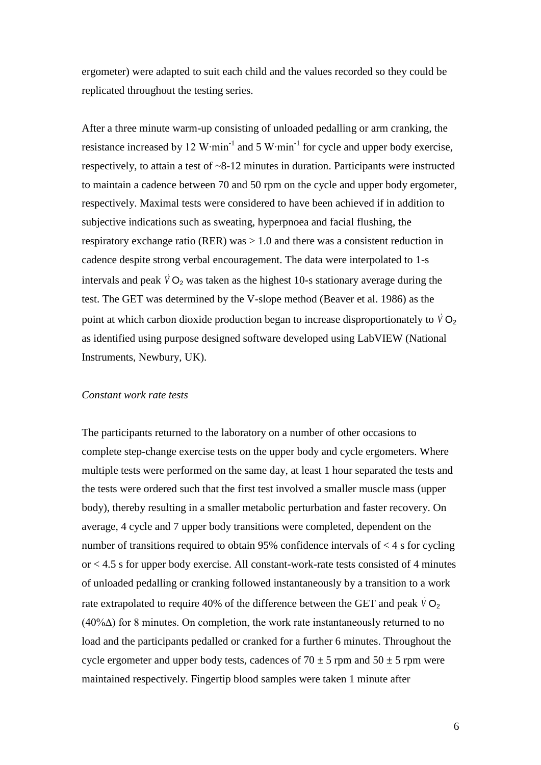ergometer) were adapted to suit each child and the values recorded so they could be replicated throughout the testing series.

After a three minute warm-up consisting of unloaded pedalling or arm cranking, the resistance increased by 12 W·min$^{-1}$ and 5 W·min$^{-1}$ for cycle and upper body exercise, respectively, to attain a test of ~8-12 minutes in duration. Participants were instructed to maintain a cadence between 70 and 50 rpm on the cycle and upper body ergometer, respectively. Maximal tests were considered to have been achieved if in addition to subjective indications such as sweating, hyperpnoea and facial flushing, the respiratory exchange ratio (RER) was > 1.0 and there was a consistent reduction in cadence despite strong verbal encouragement. The data were interpolated to 1-s intervals and peak $\dot{V}O_2$ was taken as the highest 10-s stationary average during the test. The GET was determined by the V-slope method (Beaver et al. 1986) as the point at which carbon dioxide production began to increase disproportionately to $\dot{V}O_2$ as identified using purpose designed software developed using LabVIEW (National Instruments, Newbury, UK).

*Constant work rate tests*

The participants returned to the laboratory on a number of other occasions to complete step-change exercise tests on the upper body and cycle ergometers. Where multiple tests were performed on the same day, at least 1 hour separated the tests and the tests were ordered such that the first test involved a smaller muscle mass (upper body), thereby resulting in a smaller metabolic perturbation and faster recovery. On average, 4 cycle and 7 upper body transitions were completed, dependent on the number of transitions required to obtain 95% confidence intervals of < 4 s for cycling or < 4.5 s for upper body exercise. All constant-work-rate tests consisted of 4 minutes of unloaded pedalling or cranking followed instantaneously by a transition to a work rate extrapolated to require 40% of the difference between the GET and peak $\dot{V}O_2$ (40%Δ) for 8 minutes. On completion, the work rate instantaneously returned to no load and the participants pedalled or cranked for a further 6 minutes. Throughout the cycle ergometer and upper body tests, cadences of 70 ± 5 rpm and 50 ± 5 rpm were maintained respectively. Fingertip blood samples were taken 1 minute after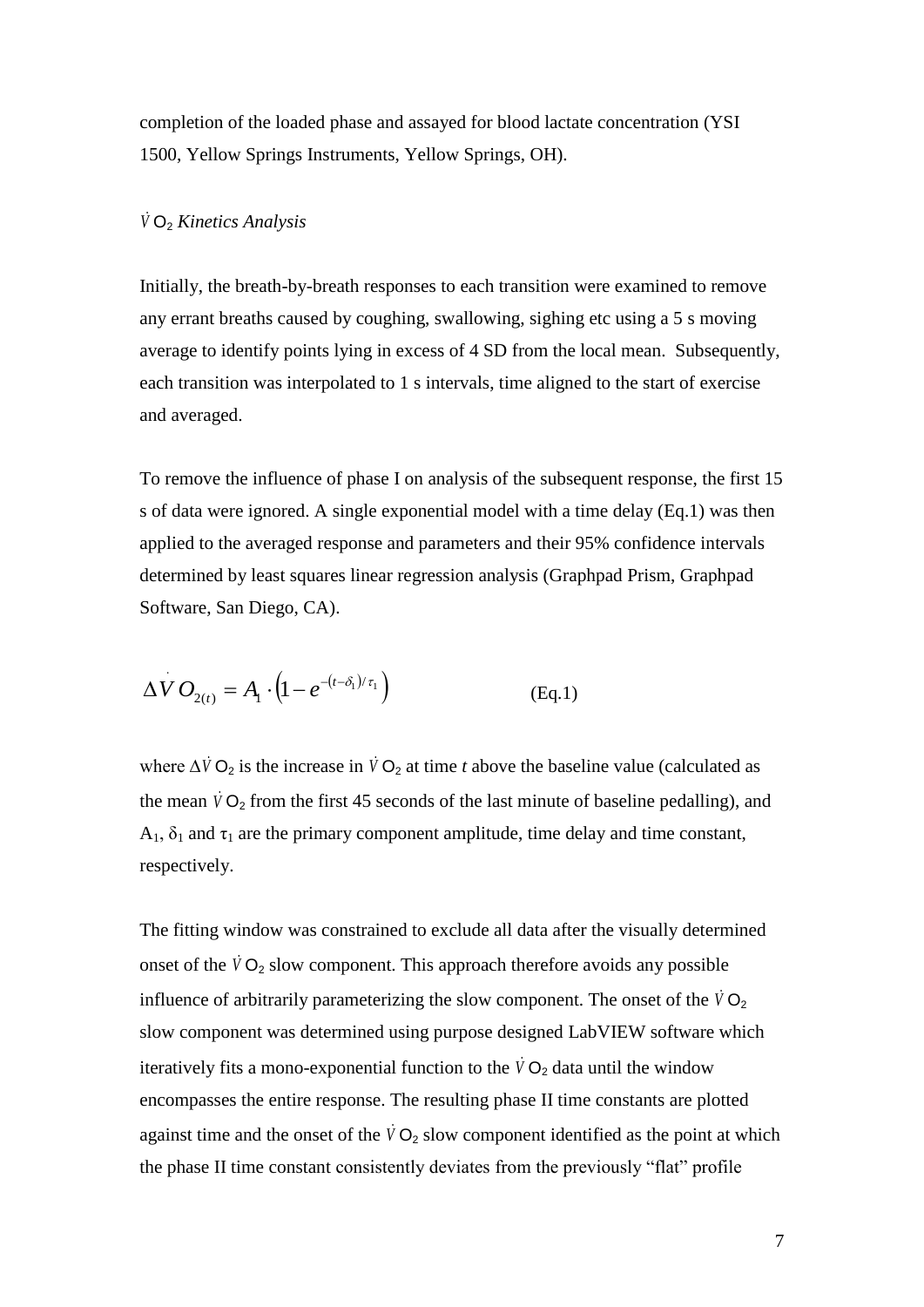completion of the loaded phase and assayed for blood lactate concentration (YSI 1500, Yellow Springs Instruments, Yellow Springs, OH).

*$\dot{V}O_2$ Kinetics Analysis*

Initially, the breath-by-breath responses to each transition were examined to remove any errant breaths caused by coughing, swallowing, sighing etc using a 5 s moving average to identify points lying in excess of 4 SD from the local mean. Subsequently, each transition was interpolated to 1 s intervals, time aligned to the start of exercise and averaged.

To remove the influence of phase I on analysis of the subsequent response, the first 15 s of data were ignored. A single exponential model with a time delay (Eq.1) was then applied to the averaged response and parameters and their 95% confidence intervals determined by least squares linear regression analysis (Graphpad Prism, Graphpad Software, San Diego, CA).

$$\Delta \dot{V}O_{2(t)} = A_1 \cdot \left(1 - e^{-(t-\delta_1)/\tau_1}\right) \qquad \text{(Eq.1)}$$

where $\Delta\dot{V}O_2$ is the increase in $\dot{V}O_2$ at time *t* above the baseline value (calculated as the mean $\dot{V}O_2$ from the first 45 seconds of the last minute of baseline pedalling), and $A_1$, $\delta_1$ and $\tau_1$ are the primary component amplitude, time delay and time constant, respectively.

The fitting window was constrained to exclude all data after the visually determined onset of the $\dot{V}O_2$ slow component. This approach therefore avoids any possible influence of arbitrarily parameterizing the slow component. The onset of the $\dot{V}O_2$ slow component was determined using purpose designed LabVIEW software which iteratively fits a mono-exponential function to the $\dot{V}O_2$ data until the window encompasses the entire response. The resulting phase II time constants are plotted against time and the onset of the $\dot{V}O_2$ slow component identified as the point at which the phase II time constant consistently deviates from the previously "flat" profile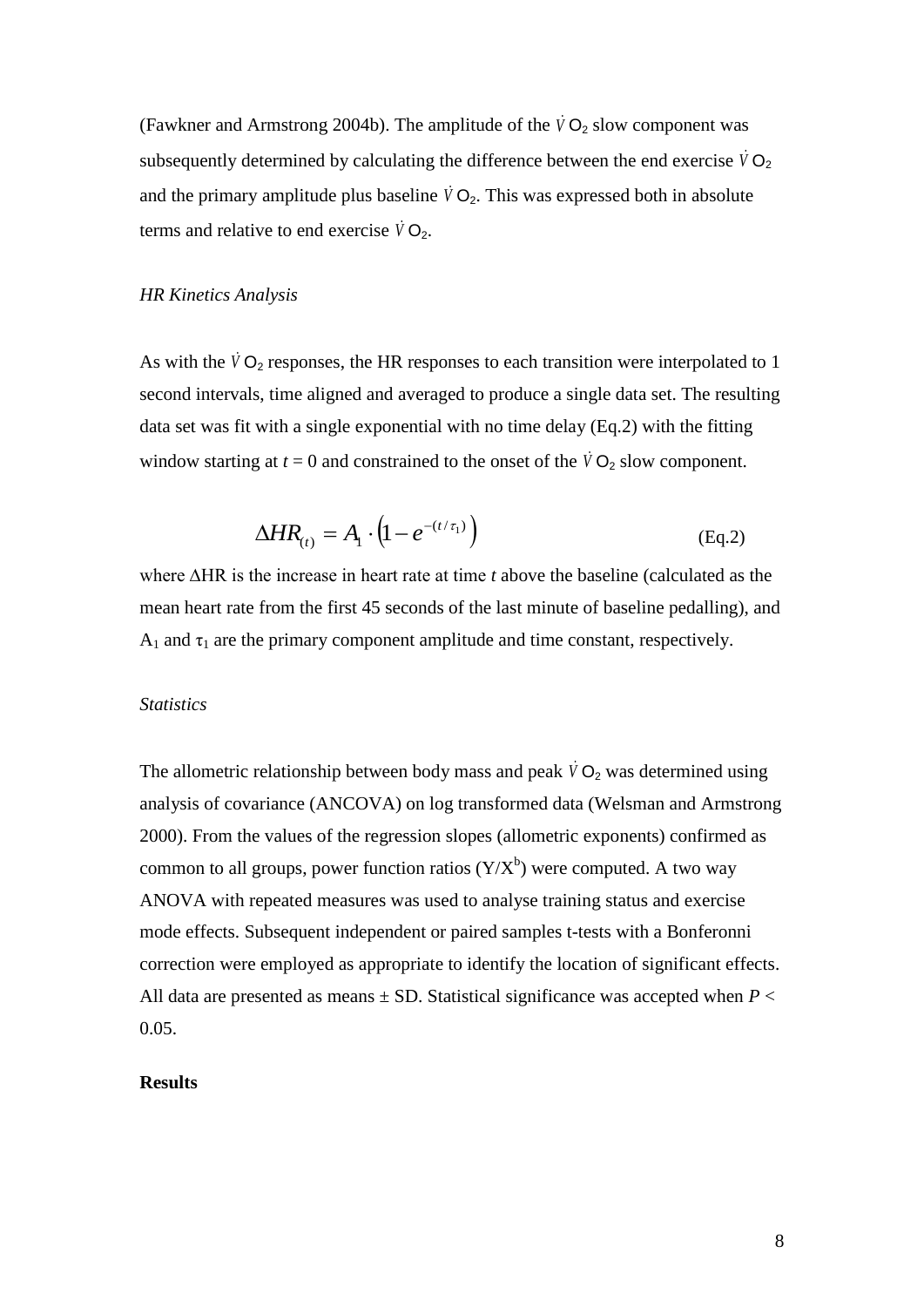(Fawkner and Armstrong 2004b). The amplitude of the $\dot{V}O_2$ slow component was subsequently determined by calculating the difference between the end exercise $\dot{V}O_2$ and the primary amplitude plus baseline $\dot{V}O_2$. This was expressed both in absolute terms and relative to end exercise $\dot{V}O_2$.

*HR Kinetics Analysis*

As with the $\dot{V}O_2$ responses, the HR responses to each transition were interpolated to 1 second intervals, time aligned and averaged to produce a single data set. The resulting data set was fit with a single exponential with no time delay (Eq.2) with the fitting window starting at *t* = 0 and constrained to the onset of the $\dot{V}O_2$ slow component.

$$\Delta HR_{(t)} = A_1 \cdot \left(1 - e^{-(t/\tau_1)}\right) \qquad \text{(Eq.2)}$$

where ΔHR is the increase in heart rate at time *t* above the baseline (calculated as the mean heart rate from the first 45 seconds of the last minute of baseline pedalling), and $A_1$ and $\tau_1$ are the primary component amplitude and time constant, respectively.

*Statistics*

The allometric relationship between body mass and peak $\dot{V}O_2$ was determined using analysis of covariance (ANCOVA) on log transformed data (Welsman and Armstrong 2000). From the values of the regression slopes (allometric exponents) confirmed as common to all groups, power function ratios ($Y/X^b$) were computed. A two way ANOVA with repeated measures was used to analyse training status and exercise mode effects. Subsequent independent or paired samples t-tests with a Bonferonni correction were employed as appropriate to identify the location of significant effects. All data are presented as means ± SD. Statistical significance was accepted when $P < 0.05$.

## Results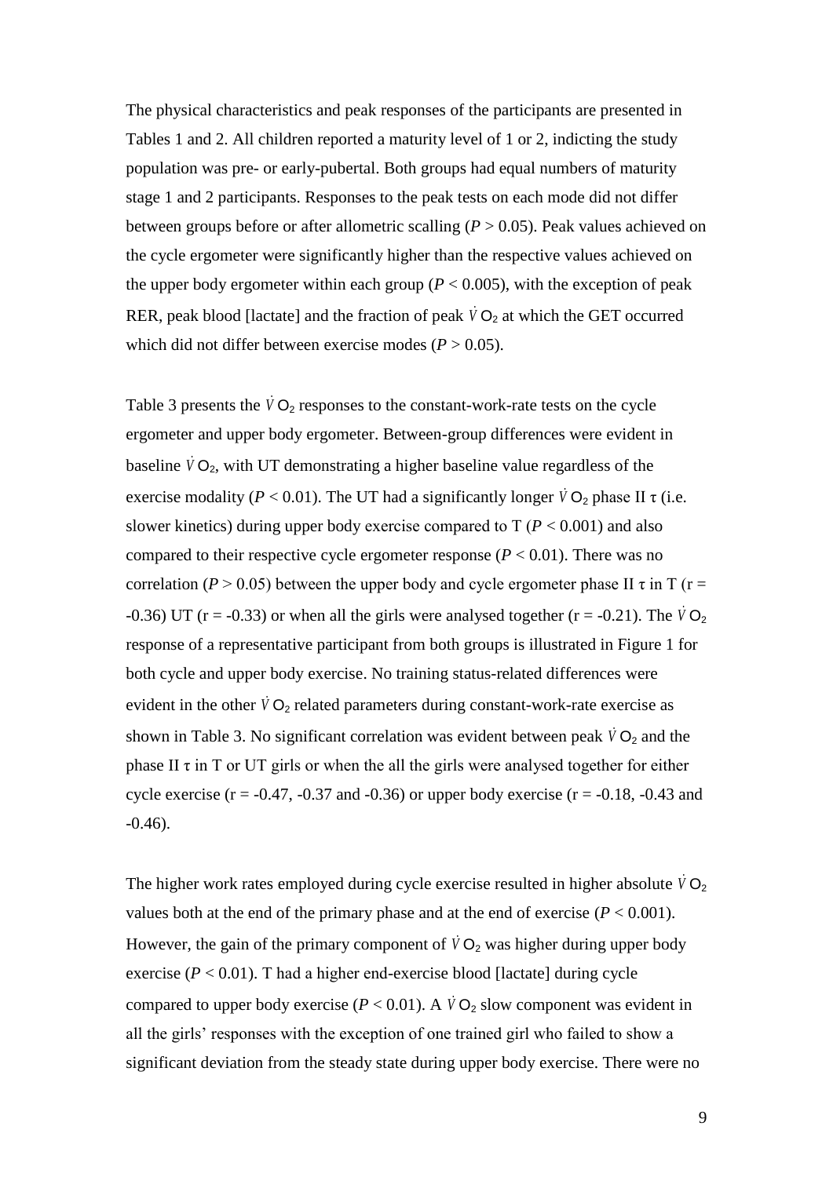The physical characteristics and peak responses of the participants are presented in Tables 1 and 2. All children reported a maturity level of 1 or 2, indicting the study population was pre- or early-pubertal. Both groups had equal numbers of maturity stage 1 and 2 participants. Responses to the peak tests on each mode did not differ between groups before or after allometric scalling ($P > 0.05$). Peak values achieved on the cycle ergometer were significantly higher than the respective values achieved on the upper body ergometer within each group ($P < 0.005$), with the exception of peak RER, peak blood [lactate] and the fraction of peak $\dot{V}O_2$ at which the GET occurred which did not differ between exercise modes ($P > 0.05$).

Table 3 presents the $\dot{V}O_2$ responses to the constant-work-rate tests on the cycle ergometer and upper body ergometer. Between-group differences were evident in baseline $\dot{V}O_2$, with UT demonstrating a higher baseline value regardless of the exercise modality ($P < 0.01$). The UT had a significantly longer $\dot{V}O_2$ phase II $\tau$ (i.e. slower kinetics) during upper body exercise compared to T ($P < 0.001$) and also compared to their respective cycle ergometer response ($P < 0.01$). There was no correlation ($P > 0.05$) between the upper body and cycle ergometer phase II $\tau$ in T (r = -0.36) UT (r = -0.33) or when all the girls were analysed together (r = -0.21). The $\dot{V}O_2$ response of a representative participant from both groups is illustrated in Figure 1 for both cycle and upper body exercise. No training status-related differences were evident in the other $\dot{V}O_2$ related parameters during constant-work-rate exercise as shown in Table 3. No significant correlation was evident between peak $\dot{V}O_2$ and the phase II $\tau$ in T or UT girls or when the all the girls were analysed together for either cycle exercise (r = -0.47, -0.37 and -0.36) or upper body exercise (r = -0.18, -0.43 and -0.46).

The higher work rates employed during cycle exercise resulted in higher absolute $\dot{V}O_2$ values both at the end of the primary phase and at the end of exercise ($P < 0.001$). However, the gain of the primary component of $\dot{V}O_2$ was higher during upper body exercise ($P < 0.01$). T had a higher end-exercise blood [lactate] during cycle compared to upper body exercise ($P < 0.01$). A $\dot{V}O_2$ slow component was evident in all the girls' responses with the exception of one trained girl who failed to show a significant deviation from the steady state during upper body exercise. There were no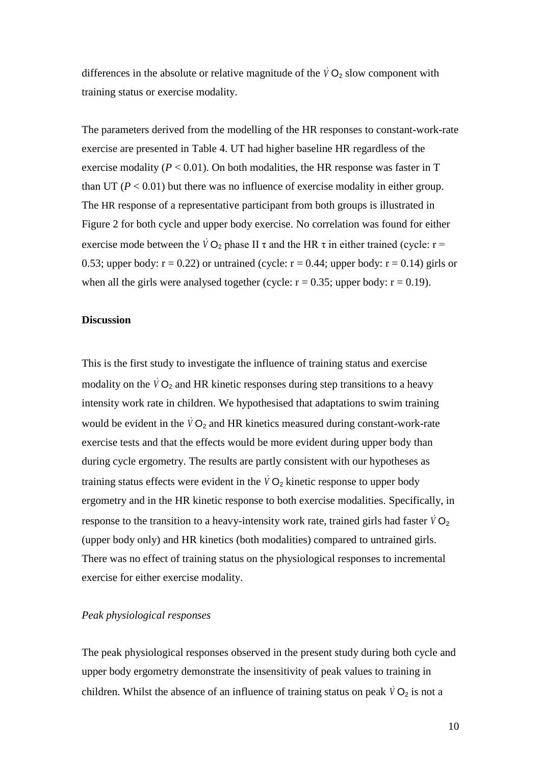differences in the absolute or relative magnitude of the $\dot{V}O_2$ slow component with training status or exercise modality.

The parameters derived from the modelling of the HR responses to constant-work-rate exercise are presented in Table 4. UT had higher baseline HR regardless of the exercise modality ($P < 0.01$). On both modalities, the HR response was faster in T than UT ($P < 0.01$) but there was no influence of exercise modality in either group. The HR response of a representative participant from both groups is illustrated in Figure 2 for both cycle and upper body exercise. No correlation was found for either exercise mode between the $\dot{V}O_2$ phase II $\tau$ and the HR $\tau$ in either trained (cycle: $r = 0.53$; upper body: $r = 0.22$) or untrained (cycle: $r = 0.44$; upper body: $r = 0.14$) girls or when all the girls were analysed together (cycle: $r = 0.35$; upper body: $r = 0.19$).

**Discussion**

This is the first study to investigate the influence of training status and exercise modality on the $\dot{V}O_2$ and HR kinetic responses during step transitions to a heavy intensity work rate in children. We hypothesised that adaptations to swim training would be evident in the $\dot{V}O_2$ and HR kinetics measured during constant-work-rate exercise tests and that the effects would be more evident during upper body than during cycle ergometry. The results are partly consistent with our hypotheses as training status effects were evident in the $\dot{V}O_2$ kinetic response to upper body ergometry and in the HR kinetic response to both exercise modalities. Specifically, in response to the transition to a heavy-intensity work rate, trained girls had faster $\dot{V}O_2$ (upper body only) and HR kinetics (both modalities) compared to untrained girls. There was no effect of training status on the physiological responses to incremental exercise for either exercise modality.

*Peak physiological responses*

The peak physiological responses observed in the present study during both cycle and upper body ergometry demonstrate the insensitivity of peak values to training in children. Whilst the absence of an influence of training status on peak $\dot{V}O_2$ is not a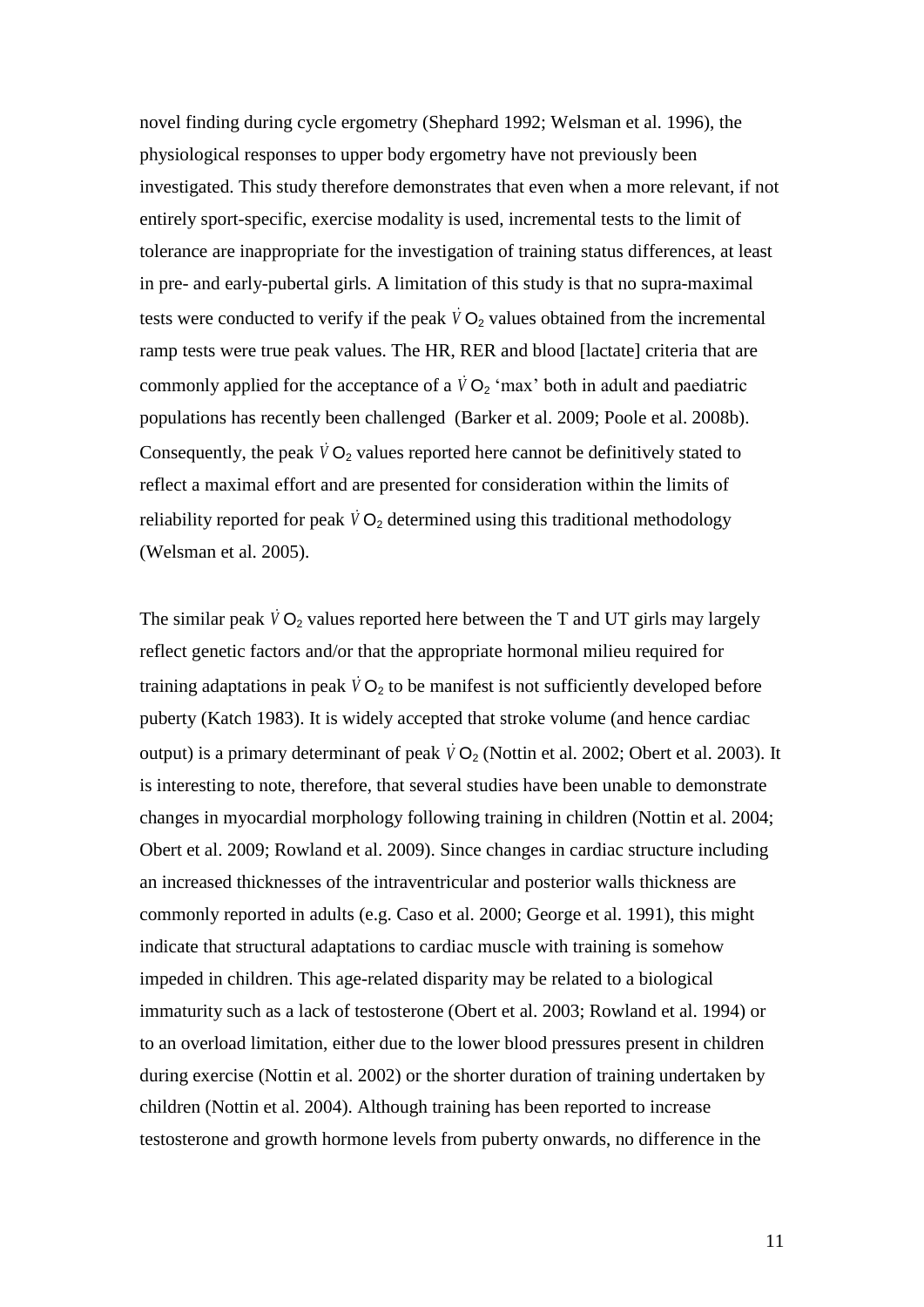novel finding during cycle ergometry (Shephard 1992; Welsman et al. 1996), the physiological responses to upper body ergometry have not previously been investigated. This study therefore demonstrates that even when a more relevant, if not entirely sport-specific, exercise modality is used, incremental tests to the limit of tolerance are inappropriate for the investigation of training status differences, at least in pre- and early-pubertal girls. A limitation of this study is that no supra-maximal tests were conducted to verify if the peak $\dot{V}O_2$ values obtained from the incremental ramp tests were true peak values. The HR, RER and blood [lactate] criteria that are commonly applied for the acceptance of a $\dot{V}O_2$ 'max' both in adult and paediatric populations has recently been challenged (Barker et al. 2009; Poole et al. 2008b). Consequently, the peak $\dot{V}O_2$ values reported here cannot be definitively stated to reflect a maximal effort and are presented for consideration within the limits of reliability reported for peak $\dot{V}O_2$ determined using this traditional methodology (Welsman et al. 2005).

The similar peak $\dot{V}O_2$ values reported here between the T and UT girls may largely reflect genetic factors and/or that the appropriate hormonal milieu required for training adaptations in peak $\dot{V}O_2$ to be manifest is not sufficiently developed before puberty (Katch 1983). It is widely accepted that stroke volume (and hence cardiac output) is a primary determinant of peak $\dot{V}O_2$ (Nottin et al. 2002; Obert et al. 2003). It is interesting to note, therefore, that several studies have been unable to demonstrate changes in myocardial morphology following training in children (Nottin et al. 2004; Obert et al. 2009; Rowland et al. 2009). Since changes in cardiac structure including an increased thicknesses of the intraventricular and posterior walls thickness are commonly reported in adults (e.g. Caso et al. 2000; George et al. 1991), this might indicate that structural adaptations to cardiac muscle with training is somehow impeded in children. This age-related disparity may be related to a biological immaturity such as a lack of testosterone (Obert et al. 2003; Rowland et al. 1994) or to an overload limitation, either due to the lower blood pressures present in children during exercise (Nottin et al. 2002) or the shorter duration of training undertaken by children (Nottin et al. 2004). Although training has been reported to increase testosterone and growth hormone levels from puberty onwards, no difference in the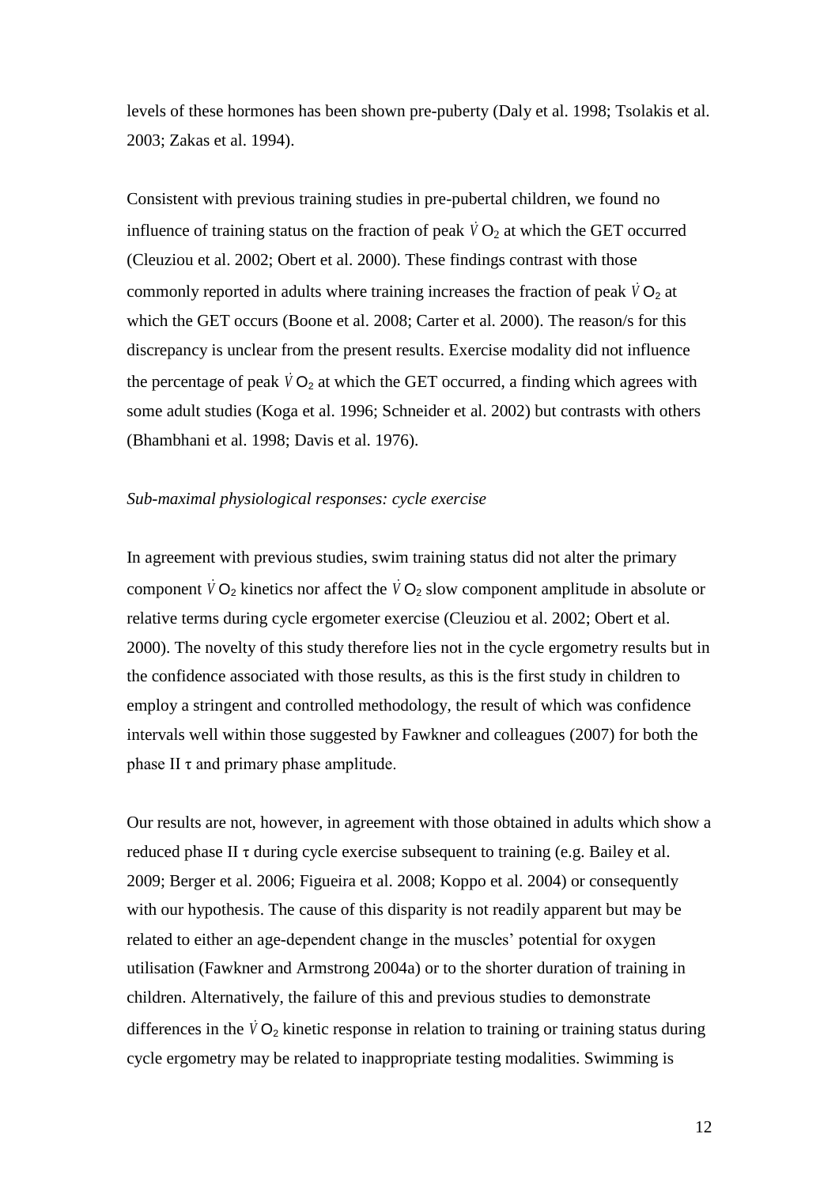levels of these hormones has been shown pre-puberty (Daly et al. 1998; Tsolakis et al. 2003; Zakas et al. 1994).

Consistent with previous training studies in pre-pubertal children, we found no influence of training status on the fraction of peak $\dot{V}O_2$ at which the GET occurred (Cleuziou et al. 2002; Obert et al. 2000). These findings contrast with those commonly reported in adults where training increases the fraction of peak $\dot{V}O_2$ at which the GET occurs (Boone et al. 2008; Carter et al. 2000). The reason/s for this discrepancy is unclear from the present results. Exercise modality did not influence the percentage of peak $\dot{V}O_2$ at which the GET occurred, a finding which agrees with some adult studies (Koga et al. 1996; Schneider et al. 2002) but contrasts with others (Bhambhani et al. 1998; Davis et al. 1976).

*Sub-maximal physiological responses: cycle exercise*

In agreement with previous studies, swim training status did not alter the primary component $\dot{V}O_2$ kinetics nor affect the $\dot{V}O_2$ slow component amplitude in absolute or relative terms during cycle ergometer exercise (Cleuziou et al. 2002; Obert et al. 2000). The novelty of this study therefore lies not in the cycle ergometry results but in the confidence associated with those results, as this is the first study in children to employ a stringent and controlled methodology, the result of which was confidence intervals well within those suggested by Fawkner and colleagues (2007) for both the phase II $\tau$ and primary phase amplitude.

Our results are not, however, in agreement with those obtained in adults which show a reduced phase II $\tau$ during cycle exercise subsequent to training (e.g. Bailey et al. 2009; Berger et al. 2006; Figueira et al. 2008; Koppo et al. 2004) or consequently with our hypothesis. The cause of this disparity is not readily apparent but may be related to either an age-dependent change in the muscles' potential for oxygen utilisation (Fawkner and Armstrong 2004a) or to the shorter duration of training in children. Alternatively, the failure of this and previous studies to demonstrate differences in the $\dot{V}O_2$ kinetic response in relation to training or training status during cycle ergometry may be related to inappropriate testing modalities. Swimming is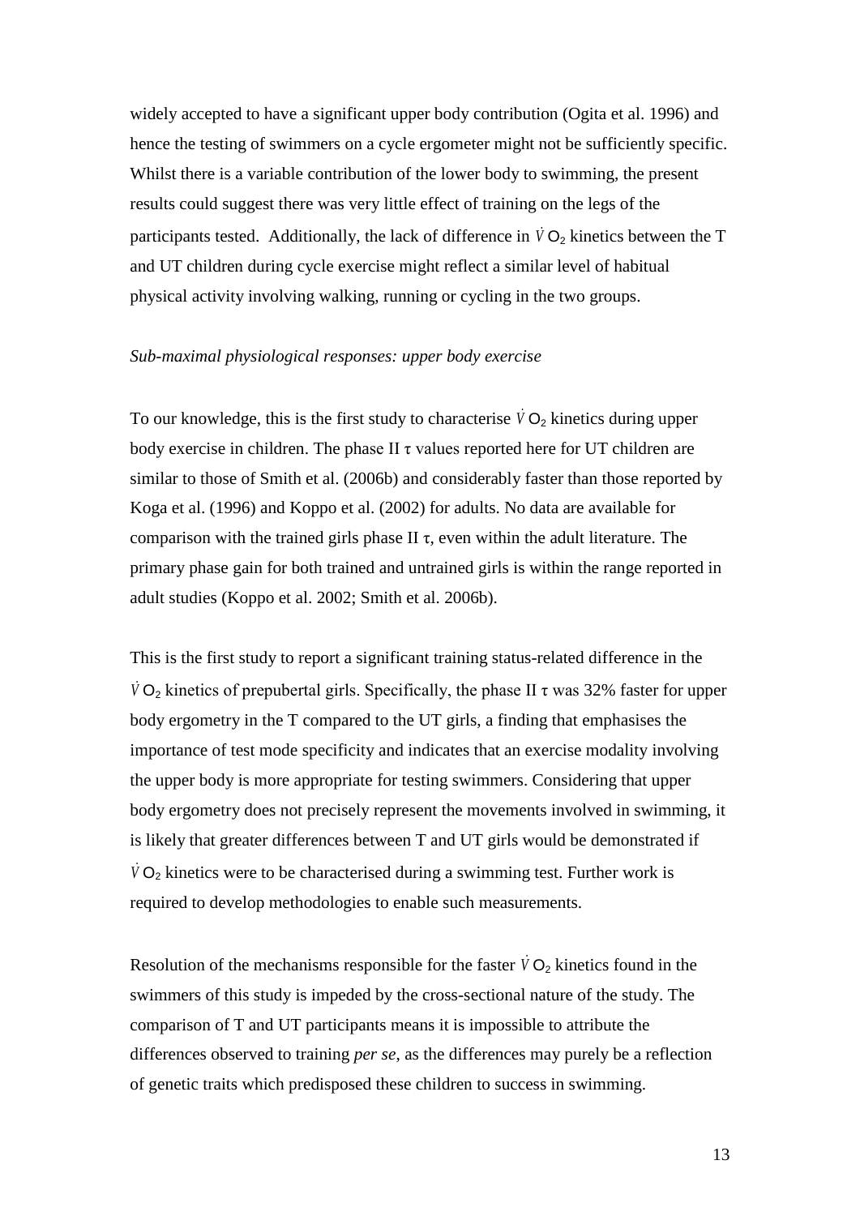widely accepted to have a significant upper body contribution (Ogita et al. 1996) and hence the testing of swimmers on a cycle ergometer might not be sufficiently specific. Whilst there is a variable contribution of the lower body to swimming, the present results could suggest there was very little effect of training on the legs of the participants tested. Additionally, the lack of difference in $\dot{V}O_2$ kinetics between the T and UT children during cycle exercise might reflect a similar level of habitual physical activity involving walking, running or cycling in the two groups.

*Sub-maximal physiological responses: upper body exercise*

To our knowledge, this is the first study to characterise $\dot{V}O_2$ kinetics during upper body exercise in children. The phase II $\tau$ values reported here for UT children are similar to those of Smith et al. (2006b) and considerably faster than those reported by Koga et al. (1996) and Koppo et al. (2002) for adults. No data are available for comparison with the trained girls phase II $\tau$, even within the adult literature. The primary phase gain for both trained and untrained girls is within the range reported in adult studies (Koppo et al. 2002; Smith et al. 2006b).

This is the first study to report a significant training status-related difference in the $\dot{V}O_2$ kinetics of prepubertal girls. Specifically, the phase II $\tau$ was 32% faster for upper body ergometry in the T compared to the UT girls, a finding that emphasises the importance of test mode specificity and indicates that an exercise modality involving the upper body is more appropriate for testing swimmers. Considering that upper body ergometry does not precisely represent the movements involved in swimming, it is likely that greater differences between T and UT girls would be demonstrated if $\dot{V}O_2$ kinetics were to be characterised during a swimming test. Further work is required to develop methodologies to enable such measurements.

Resolution of the mechanisms responsible for the faster $\dot{V}O_2$ kinetics found in the swimmers of this study is impeded by the cross-sectional nature of the study. The comparison of T and UT participants means it is impossible to attribute the differences observed to training *per se*, as the differences may purely be a reflection of genetic traits which predisposed these children to success in swimming.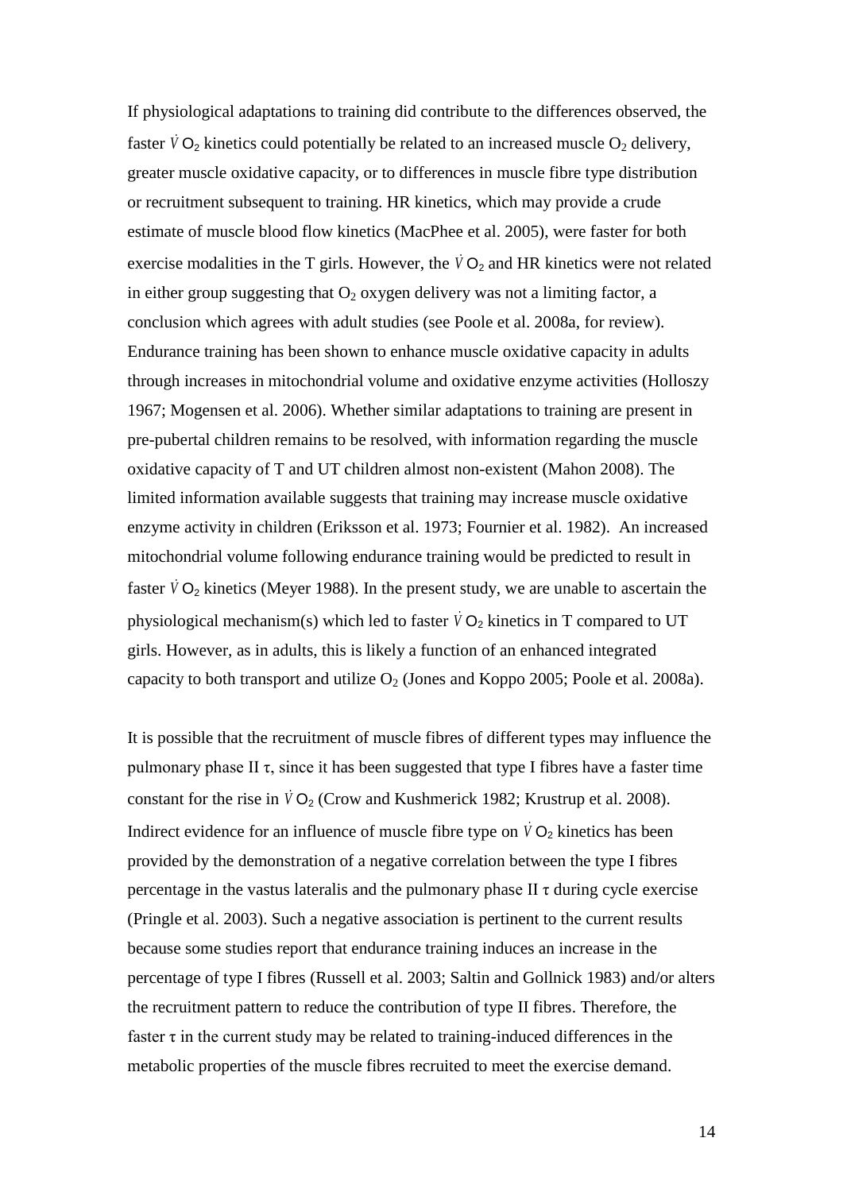If physiological adaptations to training did contribute to the differences observed, the faster $\dot{V}O_2$ kinetics could potentially be related to an increased muscle $O_2$ delivery, greater muscle oxidative capacity, or to differences in muscle fibre type distribution or recruitment subsequent to training. HR kinetics, which may provide a crude estimate of muscle blood flow kinetics (MacPhee et al. 2005), were faster for both exercise modalities in the T girls. However, the $\dot{V}O_2$ and HR kinetics were not related in either group suggesting that $O_2$ oxygen delivery was not a limiting factor, a conclusion which agrees with adult studies (see Poole et al. 2008a, for review). Endurance training has been shown to enhance muscle oxidative capacity in adults through increases in mitochondrial volume and oxidative enzyme activities (Holloszy 1967; Mogensen et al. 2006). Whether similar adaptations to training are present in pre-pubertal children remains to be resolved, with information regarding the muscle oxidative capacity of T and UT children almost non-existent (Mahon 2008). The limited information available suggests that training may increase muscle oxidative enzyme activity in children (Eriksson et al. 1973; Fournier et al. 1982). An increased mitochondrial volume following endurance training would be predicted to result in faster $\dot{V}O_2$ kinetics (Meyer 1988). In the present study, we are unable to ascertain the physiological mechanism(s) which led to faster $\dot{V}O_2$ kinetics in T compared to UT girls. However, as in adults, this is likely a function of an enhanced integrated capacity to both transport and utilize $O_2$ (Jones and Koppo 2005; Poole et al. 2008a).

It is possible that the recruitment of muscle fibres of different types may influence the pulmonary phase II $\tau$, since it has been suggested that type I fibres have a faster time constant for the rise in $\dot{V}O_2$ (Crow and Kushmerick 1982; Krustrup et al. 2008). Indirect evidence for an influence of muscle fibre type on $\dot{V}O_2$ kinetics has been provided by the demonstration of a negative correlation between the type I fibres percentage in the vastus lateralis and the pulmonary phase II $\tau$ during cycle exercise (Pringle et al. 2003). Such a negative association is pertinent to the current results because some studies report that endurance training induces an increase in the percentage of type I fibres (Russell et al. 2003; Saltin and Gollnick 1983) and/or alters the recruitment pattern to reduce the contribution of type II fibres. Therefore, the faster $\tau$ in the current study may be related to training-induced differences in the metabolic properties of the muscle fibres recruited to meet the exercise demand.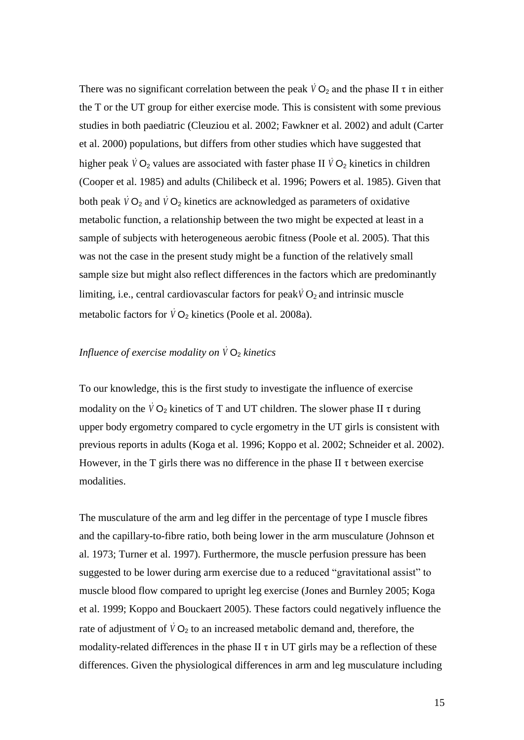There was no significant correlation between the peak $\dot{V}O_2$ and the phase II τ in either the T or the UT group for either exercise mode. This is consistent with some previous studies in both paediatric (Cleuziou et al. 2002; Fawkner et al. 2002) and adult (Carter et al. 2000) populations, but differs from other studies which have suggested that higher peak $\dot{V}O_2$ values are associated with faster phase II $\dot{V}O_2$ kinetics in children (Cooper et al. 1985) and adults (Chilibeck et al. 1996; Powers et al. 1985). Given that both peak $\dot{V}O_2$ and $\dot{V}O_2$ kinetics are acknowledged as parameters of oxidative metabolic function, a relationship between the two might be expected at least in a sample of subjects with heterogeneous aerobic fitness (Poole et al. 2005). That this was not the case in the present study might be a function of the relatively small sample size but might also reflect differences in the factors which are predominantly limiting, i.e., central cardiovascular factors for peak $\dot{V}O_2$ and intrinsic muscle metabolic factors for $\dot{V}O_2$ kinetics (Poole et al. 2008a).

*Influence of exercise modality on $\dot{V}O_2$ kinetics*

To our knowledge, this is the first study to investigate the influence of exercise modality on the $\dot{V}O_2$ kinetics of T and UT children. The slower phase II τ during upper body ergometry compared to cycle ergometry in the UT girls is consistent with previous reports in adults (Koga et al. 1996; Koppo et al. 2002; Schneider et al. 2002). However, in the T girls there was no difference in the phase II τ between exercise modalities.

The musculature of the arm and leg differ in the percentage of type I muscle fibres and the capillary-to-fibre ratio, both being lower in the arm musculature (Johnson et al. 1973; Turner et al. 1997). Furthermore, the muscle perfusion pressure has been suggested to be lower during arm exercise due to a reduced "gravitational assist" to muscle blood flow compared to upright leg exercise (Jones and Burnley 2005; Koga et al. 1999; Koppo and Bouckaert 2005). These factors could negatively influence the rate of adjustment of $\dot{V}O_2$ to an increased metabolic demand and, therefore, the modality-related differences in the phase II τ in UT girls may be a reflection of these differences. Given the physiological differences in arm and leg musculature including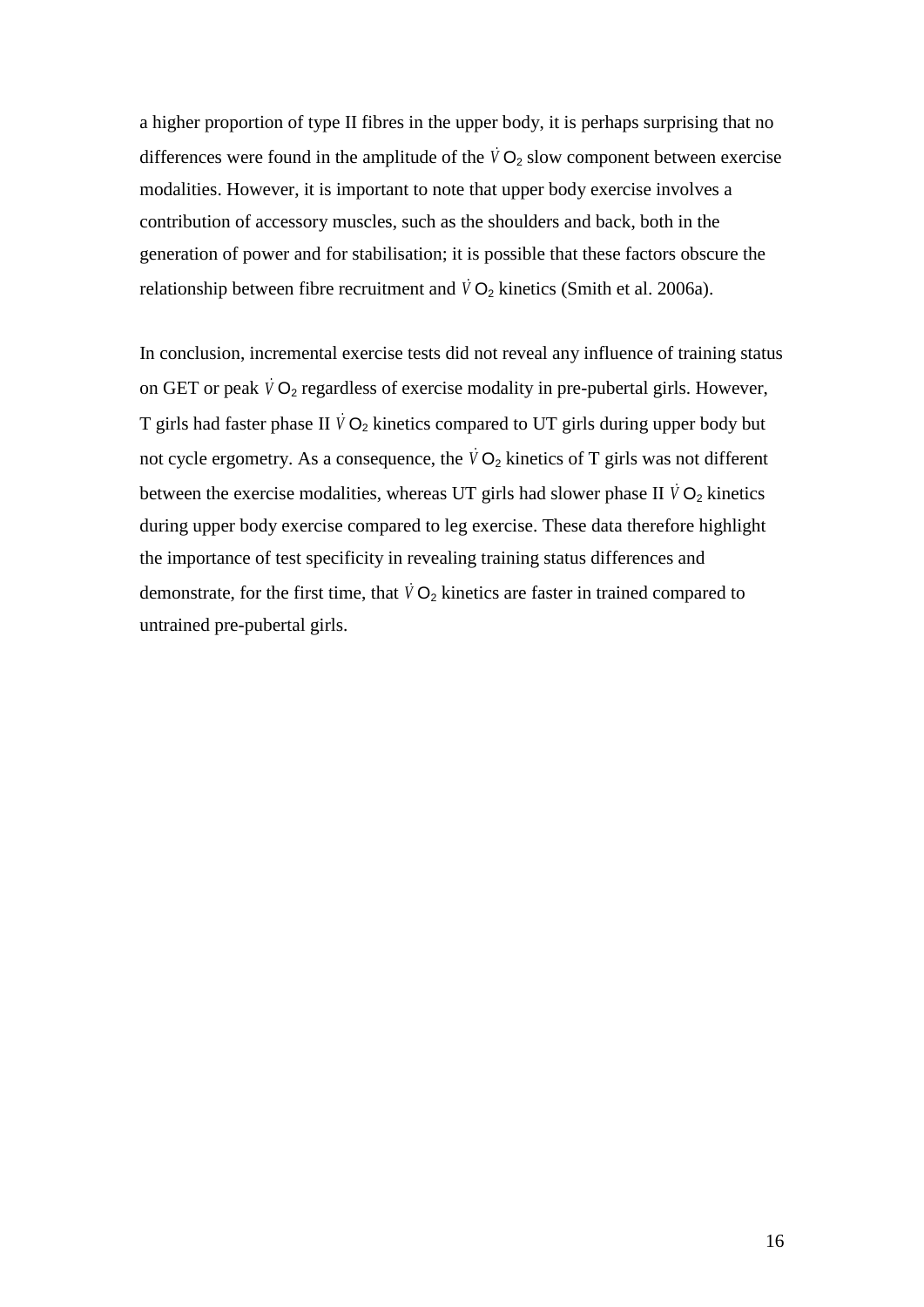a higher proportion of type II fibres in the upper body, it is perhaps surprising that no differences were found in the amplitude of the $\dot{V}O_2$ slow component between exercise modalities. However, it is important to note that upper body exercise involves a contribution of accessory muscles, such as the shoulders and back, both in the generation of power and for stabilisation; it is possible that these factors obscure the relationship between fibre recruitment and $\dot{V}O_2$ kinetics (Smith et al. 2006a).

In conclusion, incremental exercise tests did not reveal any influence of training status on GET or peak $\dot{V}O_2$ regardless of exercise modality in pre-pubertal girls. However, T girls had faster phase II $\dot{V}O_2$ kinetics compared to UT girls during upper body but not cycle ergometry. As a consequence, the $\dot{V}O_2$ kinetics of T girls was not different between the exercise modalities, whereas UT girls had slower phase II $\dot{V}O_2$ kinetics during upper body exercise compared to leg exercise. These data therefore highlight the importance of test specificity in revealing training status differences and demonstrate, for the first time, that $\dot{V}O_2$ kinetics are faster in trained compared to untrained pre-pubertal girls.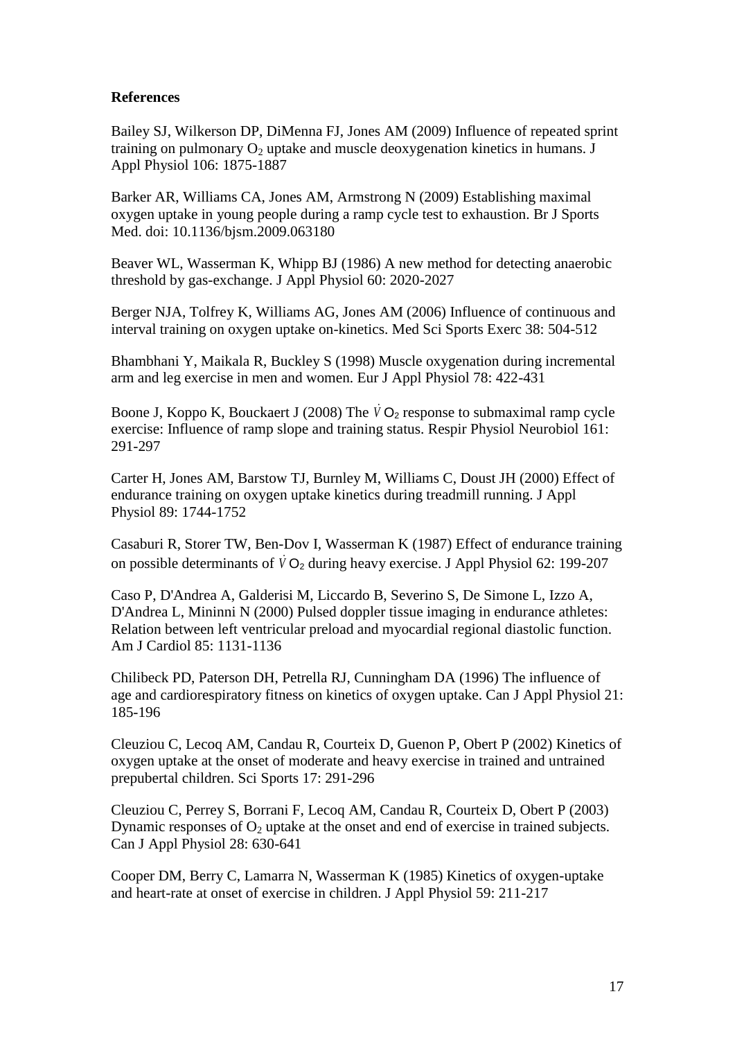**References**

Bailey SJ, Wilkerson DP, DiMenna FJ, Jones AM (2009) Influence of repeated sprint training on pulmonary $O_2$ uptake and muscle deoxygenation kinetics in humans. J Appl Physiol 106: 1875-1887

Barker AR, Williams CA, Jones AM, Armstrong N (2009) Establishing maximal oxygen uptake in young people during a ramp cycle test to exhaustion. Br J Sports Med. doi: 10.1136/bjsm.2009.063180

Beaver WL, Wasserman K, Whipp BJ (1986) A new method for detecting anaerobic threshold by gas-exchange. J Appl Physiol 60: 2020-2027

Berger NJA, Tolfrey K, Williams AG, Jones AM (2006) Influence of continuous and interval training on oxygen uptake on-kinetics. Med Sci Sports Exerc 38: 504-512

Bhambhani Y, Maikala R, Buckley S (1998) Muscle oxygenation during incremental arm and leg exercise in men and women. Eur J Appl Physiol 78: 422-431

Boone J, Koppo K, Bouckaert J (2008) The $\dot{V}O_2$ response to submaximal ramp cycle exercise: Influence of ramp slope and training status. Respir Physiol Neurobiol 161: 291-297

Carter H, Jones AM, Barstow TJ, Burnley M, Williams C, Doust JH (2000) Effect of endurance training on oxygen uptake kinetics during treadmill running. J Appl Physiol 89: 1744-1752

Casaburi R, Storer TW, Ben-Dov I, Wasserman K (1987) Effect of endurance training on possible determinants of $\dot{V}O_2$ during heavy exercise. J Appl Physiol 62: 199-207

Caso P, D'Andrea A, Galderisi M, Liccardo B, Severino S, De Simone L, Izzo A, D'Andrea L, Mininni N (2000) Pulsed doppler tissue imaging in endurance athletes: Relation between left ventricular preload and myocardial regional diastolic function. Am J Cardiol 85: 1131-1136

Chilibeck PD, Paterson DH, Petrella RJ, Cunningham DA (1996) The influence of age and cardiorespiratory fitness on kinetics of oxygen uptake. Can J Appl Physiol 21: 185-196

Cleuziou C, Lecoq AM, Candau R, Courteix D, Guenon P, Obert P (2002) Kinetics of oxygen uptake at the onset of moderate and heavy exercise in trained and untrained prepubertal children. Sci Sports 17: 291-296

Cleuziou C, Perrey S, Borrani F, Lecoq AM, Candau R, Courteix D, Obert P (2003) Dynamic responses of $O_2$ uptake at the onset and end of exercise in trained subjects. Can J Appl Physiol 28: 630-641

Cooper DM, Berry C, Lamarra N, Wasserman K (1985) Kinetics of oxygen-uptake and heart-rate at onset of exercise in children. J Appl Physiol 59: 211-217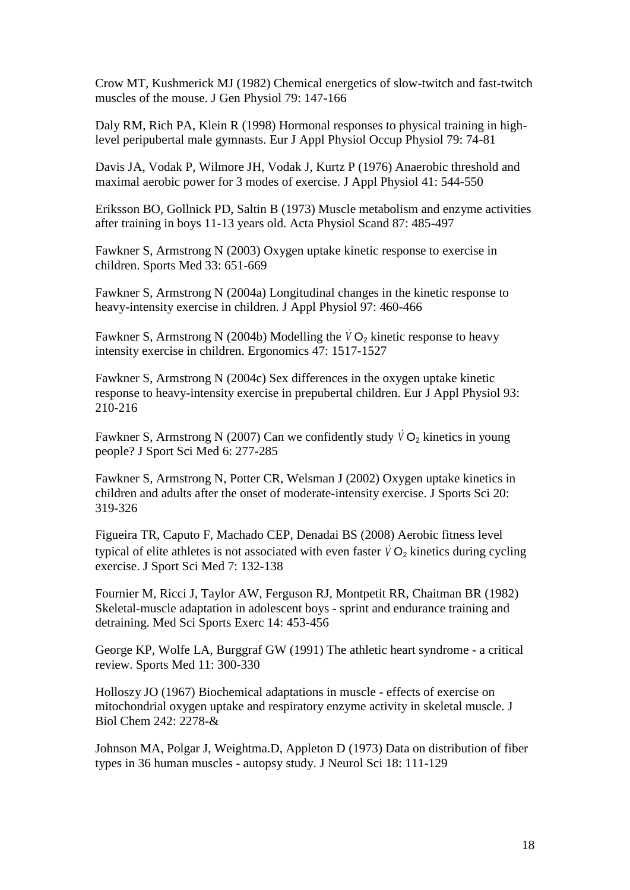Crow MT, Kushmerick MJ (1982) Chemical energetics of slow-twitch and fast-twitch muscles of the mouse. J Gen Physiol 79: 147-166

Daly RM, Rich PA, Klein R (1998) Hormonal responses to physical training in high-level peripubertal male gymnasts. Eur J Appl Physiol Occup Physiol 79: 74-81

Davis JA, Vodak P, Wilmore JH, Vodak J, Kurtz P (1976) Anaerobic threshold and maximal aerobic power for 3 modes of exercise. J Appl Physiol 41: 544-550

Eriksson BO, Gollnick PD, Saltin B (1973) Muscle metabolism and enzyme activities after training in boys 11-13 years old. Acta Physiol Scand 87: 485-497

Fawkner S, Armstrong N (2003) Oxygen uptake kinetic response to exercise in children. Sports Med 33: 651-669

Fawkner S, Armstrong N (2004a) Longitudinal changes in the kinetic response to heavy-intensity exercise in children. J Appl Physiol 97: 460-466

Fawkner S, Armstrong N (2004b) Modelling the $\dot{V}O_2$ kinetic response to heavy intensity exercise in children. Ergonomics 47: 1517-1527

Fawkner S, Armstrong N (2004c) Sex differences in the oxygen uptake kinetic response to heavy-intensity exercise in prepubertal children. Eur J Appl Physiol 93: 210-216

Fawkner S, Armstrong N (2007) Can we confidently study $\dot{V}O_2$ kinetics in young people? J Sport Sci Med 6: 277-285

Fawkner S, Armstrong N, Potter CR, Welsman J (2002) Oxygen uptake kinetics in children and adults after the onset of moderate-intensity exercise. J Sports Sci 20: 319-326

Figueira TR, Caputo F, Machado CEP, Denadai BS (2008) Aerobic fitness level typical of elite athletes is not associated with even faster $\dot{V}O_2$ kinetics during cycling exercise. J Sport Sci Med 7: 132-138

Fournier M, Ricci J, Taylor AW, Ferguson RJ, Montpetit RR, Chaitman BR (1982) Skeletal-muscle adaptation in adolescent boys - sprint and endurance training and detraining. Med Sci Sports Exerc 14: 453-456

George KP, Wolfe LA, Burggraf GW (1991) The athletic heart syndrome - a critical review. Sports Med 11: 300-330

Holloszy JO (1967) Biochemical adaptations in muscle - effects of exercise on mitochondrial oxygen uptake and respiratory enzyme activity in skeletal muscle. J Biol Chem 242: 2278-&

Johnson MA, Polgar J, Weightma.D, Appleton D (1973) Data on distribution of fiber types in 36 human muscles - autopsy study. J Neurol Sci 18: 111-129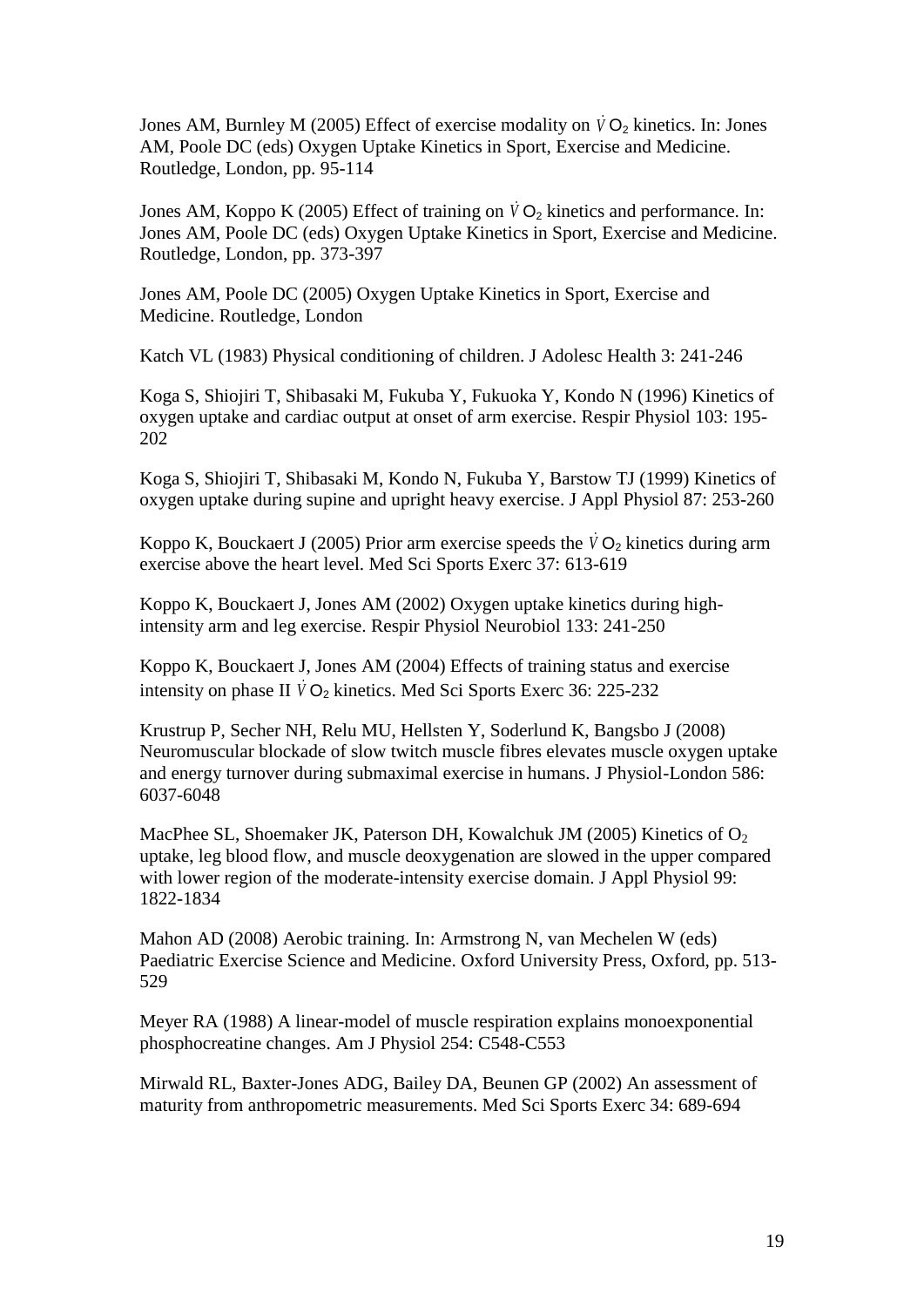Jones AM, Burnley M (2005) Effect of exercise modality on $\dot{V}O_2$ kinetics. In: Jones AM, Poole DC (eds) Oxygen Uptake Kinetics in Sport, Exercise and Medicine. Routledge, London, pp. 95-114

Jones AM, Koppo K (2005) Effect of training on $\dot{V}O_2$ kinetics and performance. In: Jones AM, Poole DC (eds) Oxygen Uptake Kinetics in Sport, Exercise and Medicine. Routledge, London, pp. 373-397

Jones AM, Poole DC (2005) Oxygen Uptake Kinetics in Sport, Exercise and Medicine. Routledge, London

Katch VL (1983) Physical conditioning of children. J Adolesc Health 3: 241-246

Koga S, Shiojiri T, Shibasaki M, Fukuba Y, Fukuoka Y, Kondo N (1996) Kinetics of oxygen uptake and cardiac output at onset of arm exercise. Respir Physiol 103: 195-202

Koga S, Shiojiri T, Shibasaki M, Kondo N, Fukuba Y, Barstow TJ (1999) Kinetics of oxygen uptake during supine and upright heavy exercise. J Appl Physiol 87: 253-260

Koppo K, Bouckaert J (2005) Prior arm exercise speeds the $\dot{V}O_2$ kinetics during arm exercise above the heart level. Med Sci Sports Exerc 37: 613-619

Koppo K, Bouckaert J, Jones AM (2002) Oxygen uptake kinetics during high-intensity arm and leg exercise. Respir Physiol Neurobiol 133: 241-250

Koppo K, Bouckaert J, Jones AM (2004) Effects of training status and exercise intensity on phase II $\dot{V}O_2$ kinetics. Med Sci Sports Exerc 36: 225-232

Krustrup P, Secher NH, Relu MU, Hellsten Y, Soderlund K, Bangsbo J (2008) Neuromuscular blockade of slow twitch muscle fibres elevates muscle oxygen uptake and energy turnover during submaximal exercise in humans. J Physiol-London 586: 6037-6048

MacPhee SL, Shoemaker JK, Paterson DH, Kowalchuk JM (2005) Kinetics of $O_2$ uptake, leg blood flow, and muscle deoxygenation are slowed in the upper compared with lower region of the moderate-intensity exercise domain. J Appl Physiol 99: 1822-1834

Mahon AD (2008) Aerobic training. In: Armstrong N, van Mechelen W (eds) Paediatric Exercise Science and Medicine. Oxford University Press, Oxford, pp. 513-529

Meyer RA (1988) A linear-model of muscle respiration explains monoexponential phosphocreatine changes. Am J Physiol 254: C548-C553

Mirwald RL, Baxter-Jones ADG, Bailey DA, Beunen GP (2002) An assessment of maturity from anthropometric measurements. Med Sci Sports Exerc 34: 689-694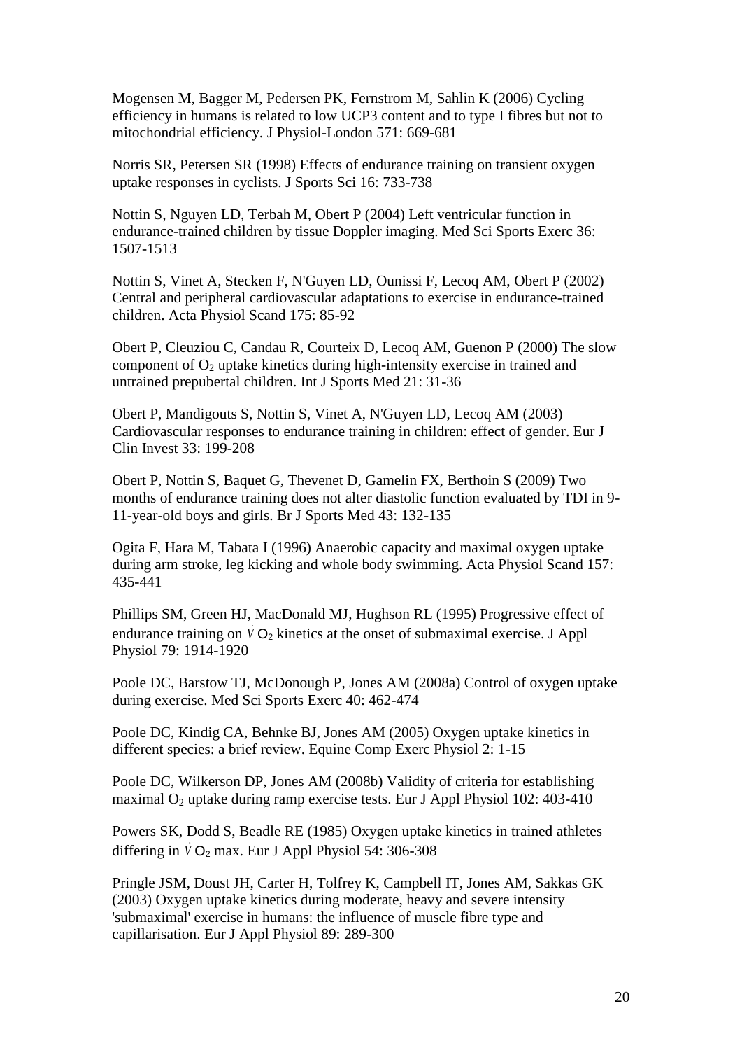Mogensen M, Bagger M, Pedersen PK, Fernstrom M, Sahlin K (2006) Cycling efficiency in humans is related to low UCP3 content and to type I fibres but not to mitochondrial efficiency. J Physiol-London 571: 669-681

Norris SR, Petersen SR (1998) Effects of endurance training on transient oxygen uptake responses in cyclists. J Sports Sci 16: 733-738

Nottin S, Nguyen LD, Terbah M, Obert P (2004) Left ventricular function in endurance-trained children by tissue Doppler imaging. Med Sci Sports Exerc 36: 1507-1513

Nottin S, Vinet A, Stecken F, N'Guyen LD, Ounissi F, Lecoq AM, Obert P (2002) Central and peripheral cardiovascular adaptations to exercise in endurance-trained children. Acta Physiol Scand 175: 85-92

Obert P, Cleuziou C, Candau R, Courteix D, Lecoq AM, Guenon P (2000) The slow component of $O_2$ uptake kinetics during high-intensity exercise in trained and untrained prepubertal children. Int J Sports Med 21: 31-36

Obert P, Mandigouts S, Nottin S, Vinet A, N'Guyen LD, Lecoq AM (2003) Cardiovascular responses to endurance training in children: effect of gender. Eur J Clin Invest 33: 199-208

Obert P, Nottin S, Baquet G, Thevenet D, Gamelin FX, Berthoin S (2009) Two months of endurance training does not alter diastolic function evaluated by TDI in 9-11-year-old boys and girls. Br J Sports Med 43: 132-135

Ogita F, Hara M, Tabata I (1996) Anaerobic capacity and maximal oxygen uptake during arm stroke, leg kicking and whole body swimming. Acta Physiol Scand 157: 435-441

Phillips SM, Green HJ, MacDonald MJ, Hughson RL (1995) Progressive effect of endurance training on $\dot{V}O_2$ kinetics at the onset of submaximal exercise. J Appl Physiol 79: 1914-1920

Poole DC, Barstow TJ, McDonough P, Jones AM (2008a) Control of oxygen uptake during exercise. Med Sci Sports Exerc 40: 462-474

Poole DC, Kindig CA, Behnke BJ, Jones AM (2005) Oxygen uptake kinetics in different species: a brief review. Equine Comp Exerc Physiol 2: 1-15

Poole DC, Wilkerson DP, Jones AM (2008b) Validity of criteria for establishing maximal $O_2$ uptake during ramp exercise tests. Eur J Appl Physiol 102: 403-410

Powers SK, Dodd S, Beadle RE (1985) Oxygen uptake kinetics in trained athletes differing in $\dot{V}O_2$ max. Eur J Appl Physiol 54: 306-308

Pringle JSM, Doust JH, Carter H, Tolfrey K, Campbell IT, Jones AM, Sakkas GK (2003) Oxygen uptake kinetics during moderate, heavy and severe intensity 'submaximal' exercise in humans: the influence of muscle fibre type and capillarisation. Eur J Appl Physiol 89: 289-300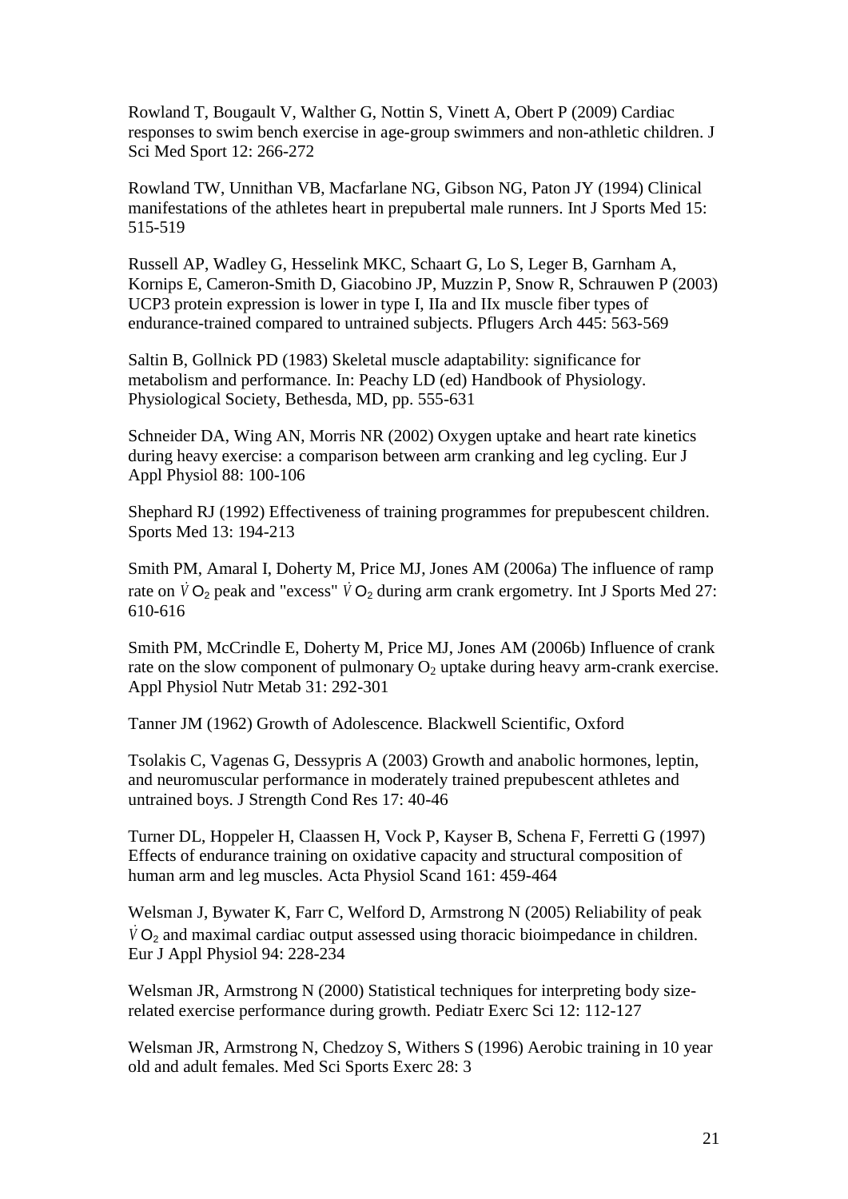Rowland T, Bougault V, Walther G, Nottin S, Vinett A, Obert P (2009) Cardiac responses to swim bench exercise in age-group swimmers and non-athletic children. J Sci Med Sport 12: 266-272

Rowland TW, Unnithan VB, Macfarlane NG, Gibson NG, Paton JY (1994) Clinical manifestations of the athletes heart in prepubertal male runners. Int J Sports Med 15: 515-519

Russell AP, Wadley G, Hesselink MKC, Schaart G, Lo S, Leger B, Garnham A, Kornips E, Cameron-Smith D, Giacobino JP, Muzzin P, Snow R, Schrauwen P (2003) UCP3 protein expression is lower in type I, IIa and IIx muscle fiber types of endurance-trained compared to untrained subjects. Pflugers Arch 445: 563-569

Saltin B, Gollnick PD (1983) Skeletal muscle adaptability: significance for metabolism and performance. In: Peachy LD (ed) Handbook of Physiology. Physiological Society, Bethesda, MD, pp. 555-631

Schneider DA, Wing AN, Morris NR (2002) Oxygen uptake and heart rate kinetics during heavy exercise: a comparison between arm cranking and leg cycling. Eur J Appl Physiol 88: 100-106

Shephard RJ (1992) Effectiveness of training programmes for prepubescent children. Sports Med 13: 194-213

Smith PM, Amaral I, Doherty M, Price MJ, Jones AM (2006a) The influence of ramp rate on $\dot{V}O_2$ peak and "excess" $\dot{V}O_2$ during arm crank ergometry. Int J Sports Med 27: 610-616

Smith PM, McCrindle E, Doherty M, Price MJ, Jones AM (2006b) Influence of crank rate on the slow component of pulmonary $O_2$ uptake during heavy arm-crank exercise. Appl Physiol Nutr Metab 31: 292-301

Tanner JM (1962) Growth of Adolescence. Blackwell Scientific, Oxford

Tsolakis C, Vagenas G, Dessypris A (2003) Growth and anabolic hormones, leptin, and neuromuscular performance in moderately trained prepubescent athletes and untrained boys. J Strength Cond Res 17: 40-46

Turner DL, Hoppeler H, Claassen H, Vock P, Kayser B, Schena F, Ferretti G (1997) Effects of endurance training on oxidative capacity and structural composition of human arm and leg muscles. Acta Physiol Scand 161: 459-464

Welsman J, Bywater K, Farr C, Welford D, Armstrong N (2005) Reliability of peak $\dot{V}O_2$ and maximal cardiac output assessed using thoracic bioimpedance in children. Eur J Appl Physiol 94: 228-234

Welsman JR, Armstrong N (2000) Statistical techniques for interpreting body size-related exercise performance during growth. Pediatr Exerc Sci 12: 112-127

Welsman JR, Armstrong N, Chedzoy S, Withers S (1996) Aerobic training in 10 year old and adult females. Med Sci Sports Exerc 28: 3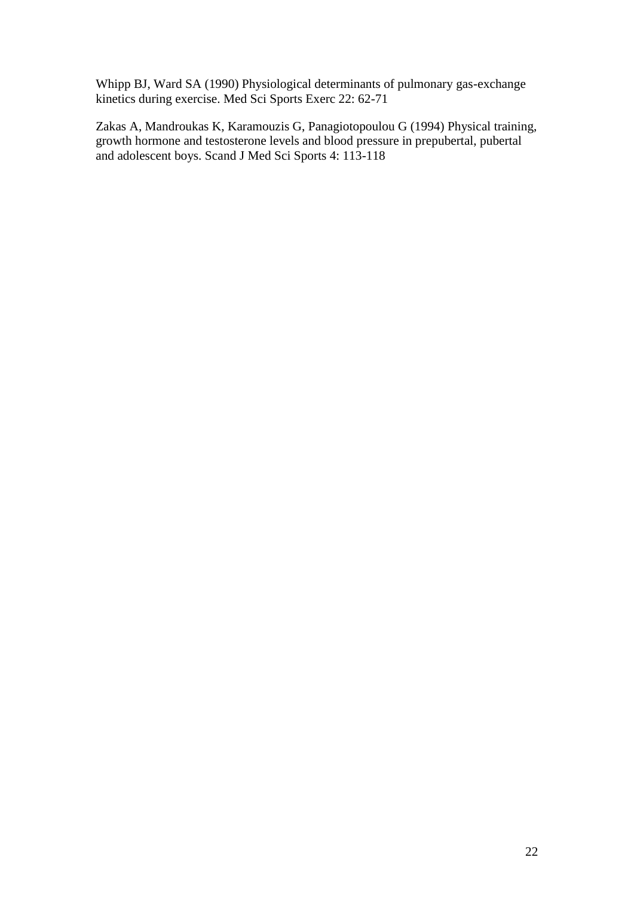Whipp BJ, Ward SA (1990) Physiological determinants of pulmonary gas-exchange kinetics during exercise. Med Sci Sports Exerc 22: 62-71

Zakas A, Mandroukas K, Karamouzis G, Panagiotopoulou G (1994) Physical training, growth hormone and testosterone levels and blood pressure in prepubertal, pubertal and adolescent boys. Scand J Med Sci Sports 4: 113-118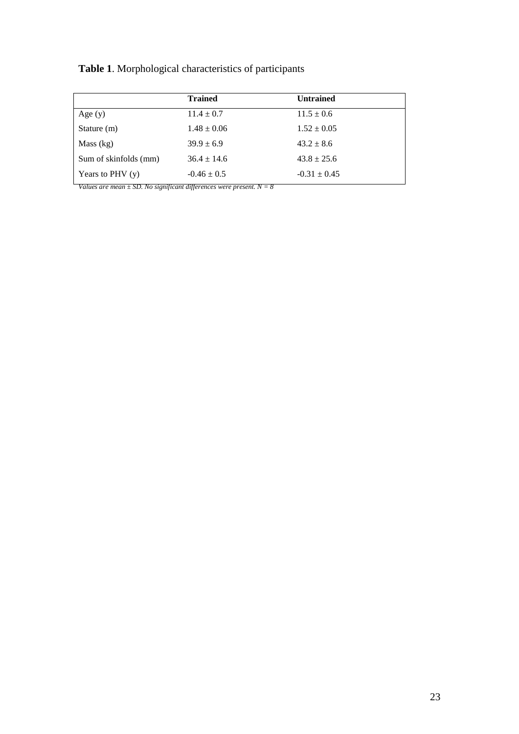**Table 1**. Morphological characteristics of participants

| | **Trained** | **Untrained** |
|---|---|---|
| Age (y) | 11.4 ± 0.7 | 11.5 ± 0.6 |
| Stature (m) | 1.48 ± 0.06 | 1.52 ± 0.05 |
| Mass (kg) | 39.9 ± 6.9 | 43.2 ± 8.6 |
| Sum of skinfolds (mm) | 36.4 ± 14.6 | 43.8 ± 25.6 |
| Years to PHV (y) | -0.46 ± 0.5 | -0.31 ± 0.45 |

*Values are mean ± SD. No significant differences were present. N = 8*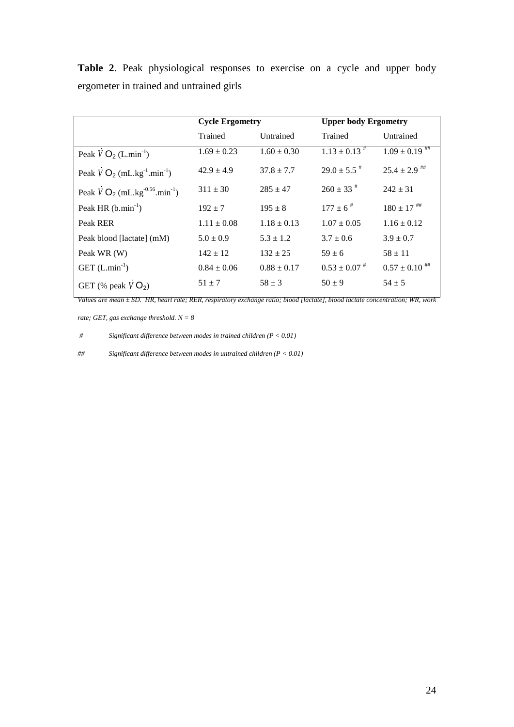**Table 2**. Peak physiological responses to exercise on a cycle and upper body ergometer in trained and untrained girls

| | Cycle Ergometry | | Upper body Ergometry | |
|---|---|---|---|---|
| | Trained | Untrained | Trained | Untrained |
| Peak $\dot{V}O_2$ ($L.min^{-1}$) | 1.69 ± 0.23 | 1.60 ± 0.30 | 1.13 ± 0.13 # | 1.09 ± 0.19 ## |
| Peak $\dot{V}O_2$ ($mL.kg^{-1}.min^{-1}$) | 42.9 ± 4.9 | 37.8 ± 7.7 | 29.0 ± 5.5 # | 25.4 ± 2.9 ## |
| Peak $\dot{V}O_2$ ($mL.kg^{-0.56}.min^{-1}$) | 311 ± 30 | 285 ± 47 | 260 ± 33 # | 242 ± 31 |
| Peak HR ($b.min^{-1}$) | 192 ± 7 | 195 ± 8 | 177 ± 6 # | 180 ± 17 ## |
| Peak RER | 1.11 ± 0.08 | 1.18 ± 0.13 | 1.07 ± 0.05 | 1.16 ± 0.12 |
| Peak blood [lactate] (mM) | 5.0 ± 0.9 | 5.3 ± 1.2 | 3.7 ± 0.6 | 3.9 ± 0.7 |
| Peak WR (W) | 142 ± 12 | 132 ± 25 | 59 ± 6 | 58 ± 11 |
| GET ($L.min^{-1}$) | 0.84 ± 0.06 | 0.88 ± 0.17 | 0.53 ± 0.07 # | 0.57 ± 0.10 ## |
| GET (% peak $\dot{V}O_2$) | 51 ± 7 | 58 ± 3 | 50 ± 9 | 54 ± 5 |

*Values are mean ± SD. HR, heart rate; RER, respiratory exchange ratio; blood [lactate], blood lactate concentration; WR, work rate; GET, gas exchange threshold. N = 8*

*# Significant difference between modes in trained children (P < 0.01)*

*## Significant difference between modes in untrained children (P < 0.01)*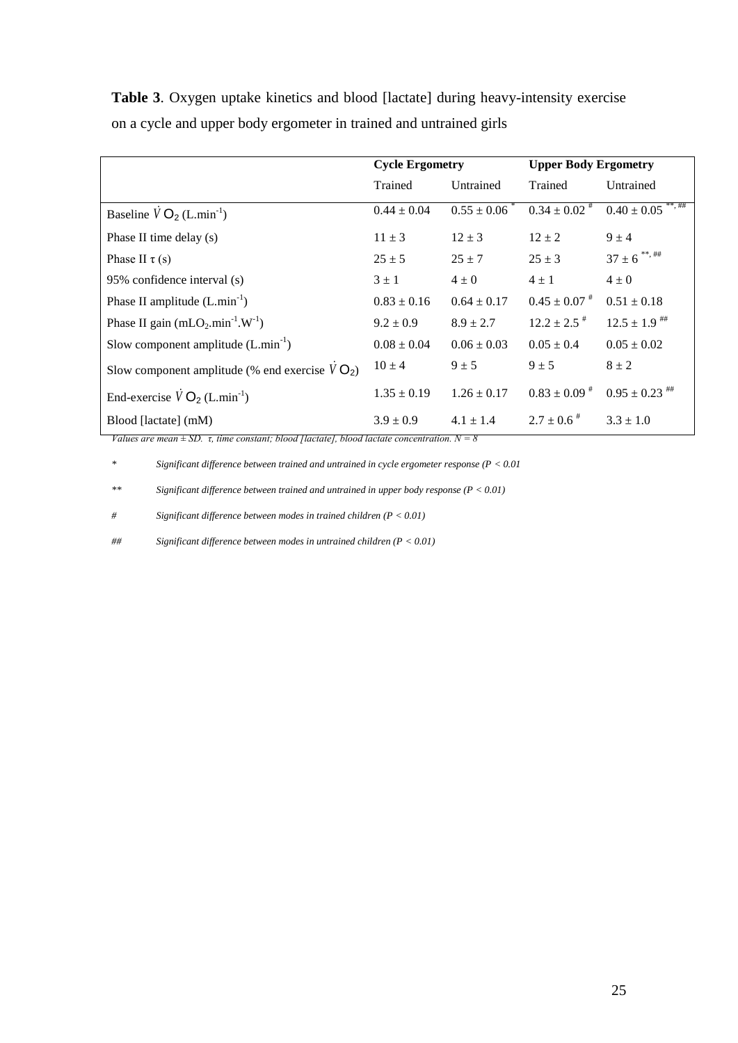**Table 3**. Oxygen uptake kinetics and blood [lactate] during heavy-intensity exercise on a cycle and upper body ergometer in trained and untrained girls

| | **Cycle Ergometry** | | **Upper Body Ergometry** | |
|---|---|---|---|---|
| | Trained | Untrained | Trained | Untrained |
| Baseline $\dot{V}O_2$ (L.min$^{-1}$) | 0.44 ± 0.04 | 0.55 ± 0.06 * | 0.34 ± 0.02 # | 0.40 ± 0.05 **, ## |
| Phase II time delay (s) | 11 ± 3 | 12 ± 3 | 12 ± 2 | 9 ± 4 |
| Phase II $\tau$ (s) | 25 ± 5 | 25 ± 7 | 25 ± 3 | 37 ± 6 **, ## |
| 95% confidence interval (s) | 3 ± 1 | 4 ± 0 | 4 ± 1 | 4 ± 0 |
| Phase II amplitude (L.min$^{-1}$) | 0.83 ± 0.16 | 0.64 ± 0.17 | 0.45 ± 0.07 # | 0.51 ± 0.18 |
| Phase II gain (mL$O_2$.min$^{-1}$.W$^{-1}$) | 9.2 ± 0.9 | 8.9 ± 2.7 | 12.2 ± 2.5 # | 12.5 ± 1.9 ## |
| Slow component amplitude (L.min$^{-1}$) | 0.08 ± 0.04 | 0.06 ± 0.03 | 0.05 ± 0.4 | 0.05 ± 0.02 |
| Slow component amplitude (% end exercise $\dot{V}O_2$) | 10 ± 4 | 9 ± 5 | 9 ± 5 | 8 ± 2 |
| End-exercise $\dot{V}O_2$ (L.min$^{-1}$) | 1.35 ± 0.19 | 1.26 ± 0.17 | 0.83 ± 0.09 # | 0.95 ± 0.23 ## |
| Blood [lactate] (mM) | 3.9 ± 0.9 | 4.1 ± 1.4 | 2.7 ± 0.6 # | 3.3 ± 1.0 |

*Values are mean ± SD. $\tau$, time constant; blood [lactate], blood lactate concentration. $N = 8$*

\* *Significant difference between trained and untrained in cycle ergometer response ($P < 0.01$*

** *Significant difference between trained and untrained in upper body response ($P < 0.01$)*

# *Significant difference between modes in trained children ($P < 0.01$)*

## *Significant difference between modes in untrained children ($P < 0.01$)*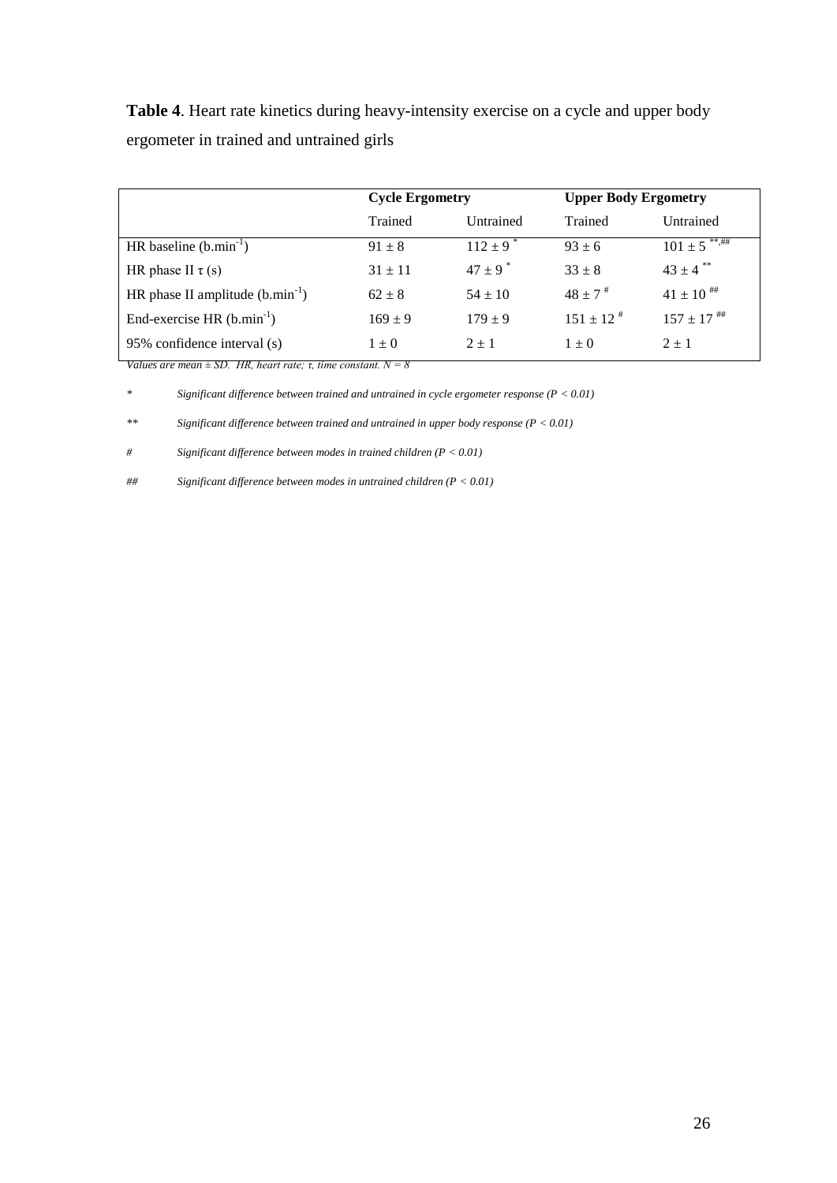**Table 4**. Heart rate kinetics during heavy-intensity exercise on a cycle and upper body ergometer in trained and untrained girls

| | **Cycle Ergometry** | | **Upper Body Ergometry** | |
|---|---|---|---|---|
| | Trained | Untrained | Trained | Untrained |
| HR baseline ($b.min^{-1}$) | 91 ± 8 | 112 ± 9 * | 93 ± 6 | 101 ± 5 **,## |
| HR phase II τ (s) | 31 ± 11 | 47 ± 9 * | 33 ± 8 | 43 ± 4 ** |
| HR phase II amplitude ($b.min^{-1}$) | 62 ± 8 | 54 ± 10 | 48 ± 7 # | 41 ± 10 ## |
| End-exercise HR ($b.min^{-1}$) | 169 ± 9 | 179 ± 9 | 151 ± 12 # | 157 ± 17 ## |
| 95% confidence interval (s) | 1 ± 0 | 2 ± 1 | 1 ± 0 | 2 ± 1 |

*Values are mean ± SD. HR, heart rate; τ, time constant. N = 8*

\* *Significant difference between trained and untrained in cycle ergometer response ($P < 0.01$)*

\** *Significant difference between trained and untrained in upper body response ($P < 0.01$)*

\# *Significant difference between modes in trained children ($P < 0.01$)*

\## *Significant difference between modes in untrained children ($P < 0.01$)*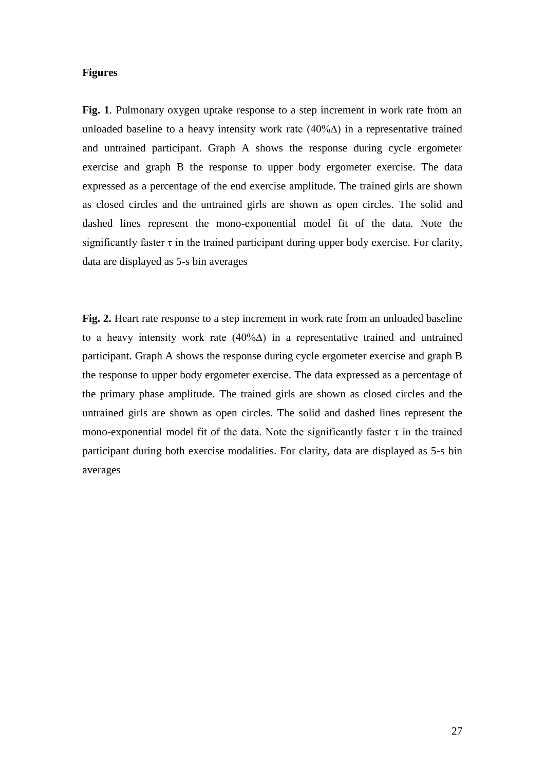**Figures**

**Fig. 1**. Pulmonary oxygen uptake response to a step increment in work rate from an unloaded baseline to a heavy intensity work rate (40%$\Delta$) in a representative trained and untrained participant. Graph A shows the response during cycle ergometer exercise and graph B the response to upper body ergometer exercise. The data expressed as a percentage of the end exercise amplitude. The trained girls are shown as closed circles and the untrained girls are shown as open circles. The solid and dashed lines represent the mono-exponential model fit of the data. Note the significantly faster $\tau$ in the trained participant during upper body exercise. For clarity, data are displayed as 5-s bin averages

**Fig. 2.** Heart rate response to a step increment in work rate from an unloaded baseline to a heavy intensity work rate (40%$\Delta$) in a representative trained and untrained participant. Graph A shows the response during cycle ergometer exercise and graph B the response to upper body ergometer exercise. The data expressed as a percentage of the primary phase amplitude. The trained girls are shown as closed circles and the untrained girls are shown as open circles. The solid and dashed lines represent the mono-exponential model fit of the data. Note the significantly faster $\tau$ in the trained participant during both exercise modalities. For clarity, data are displayed as 5-s bin averages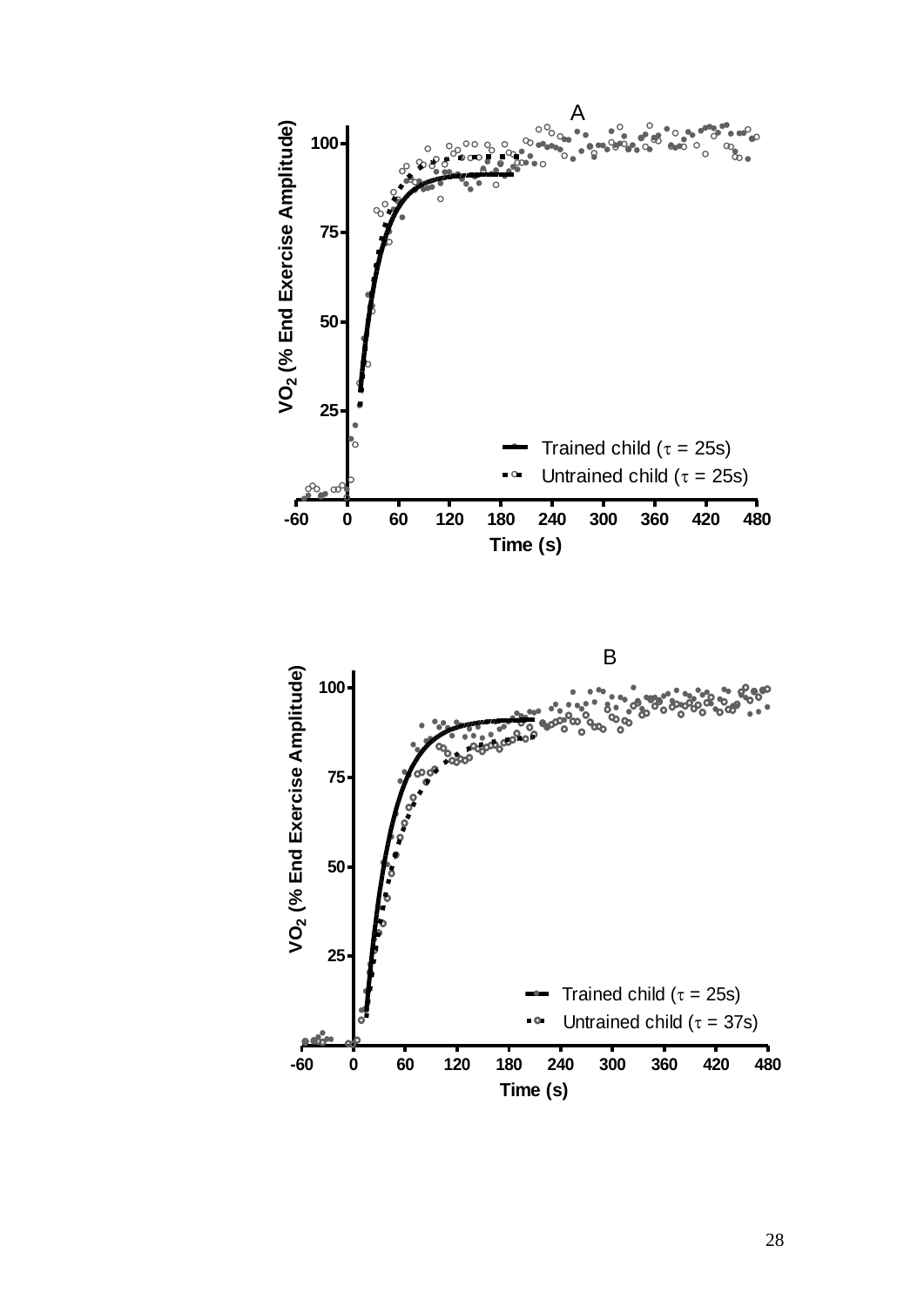A

$VO_2$ (% End Exercise Amplitude)

Time (s)

Trained child ($\tau$ = 25s)

Untrained child ($\tau$ = 25s)

B

$VO_2$ (% End Exercise Amplitude)

Time (s)

Trained child ($\tau$ = 25s)

Untrained child ($\tau$ = 37s)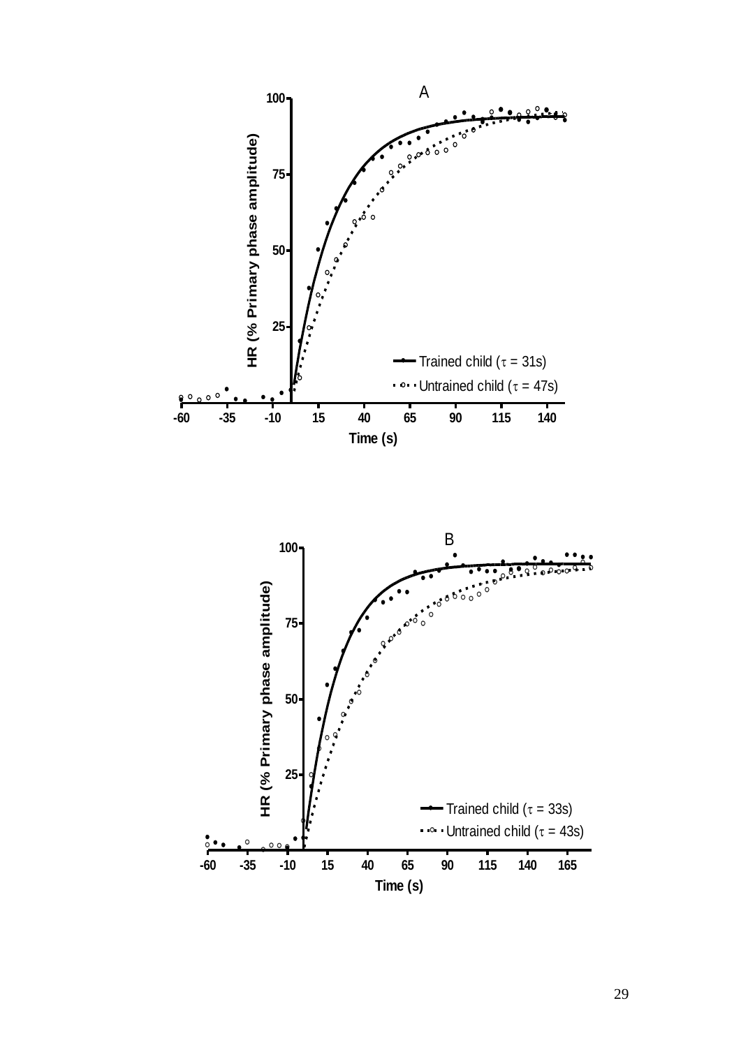A

HR (% Primary phase amplitude)

100

75

50

25

-60 -35 -10 15 40 65 90 115 140

Time (s)

Trained child (τ = 31s)

Untrained child (τ = 47s)

B

HR (% Primary phase amplitude)

100

75

50

25

-60 -35 -10 15 40 65 90 115 140 165

Time (s)

Trained child (τ = 33s)

Untrained child (τ = 43s)